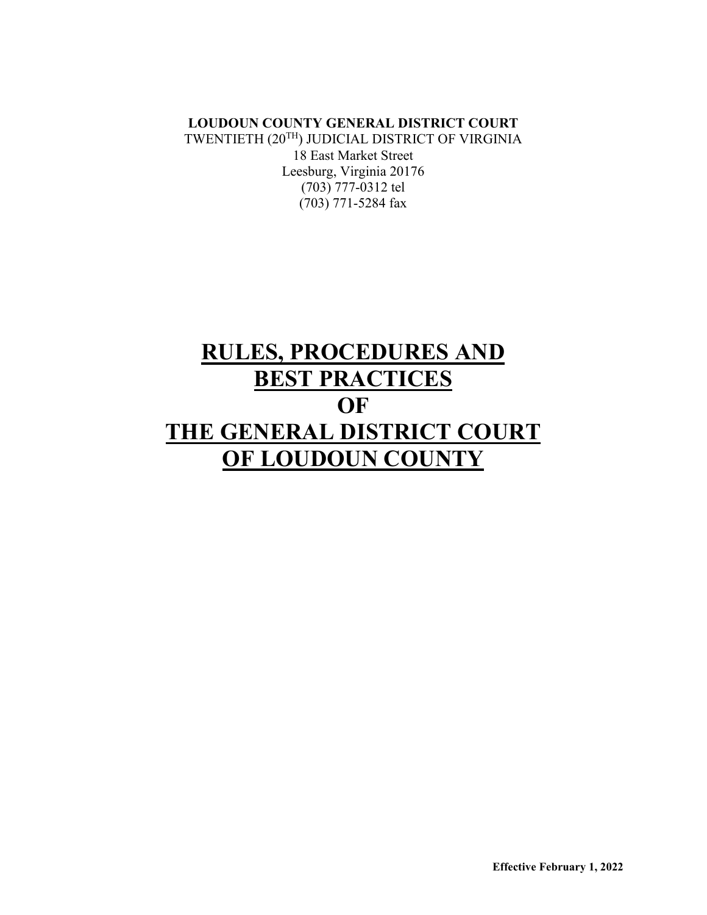**LOUDOUN COUNTY GENERAL DISTRICT COURT**
TWENTIETH (20[TH]) JUDICIAL DISTRICT OF VIRGINIA
18 East Market Street
Leesburg, Virginia 20176
(703) 777-0312 tel
(703) 771-5284 fax

# RULES, PROCEDURES AND BEST PRACTICES OF THE GENERAL DISTRICT COURT OF LOUDOUN COUNTY

**Effective February 1, 2022**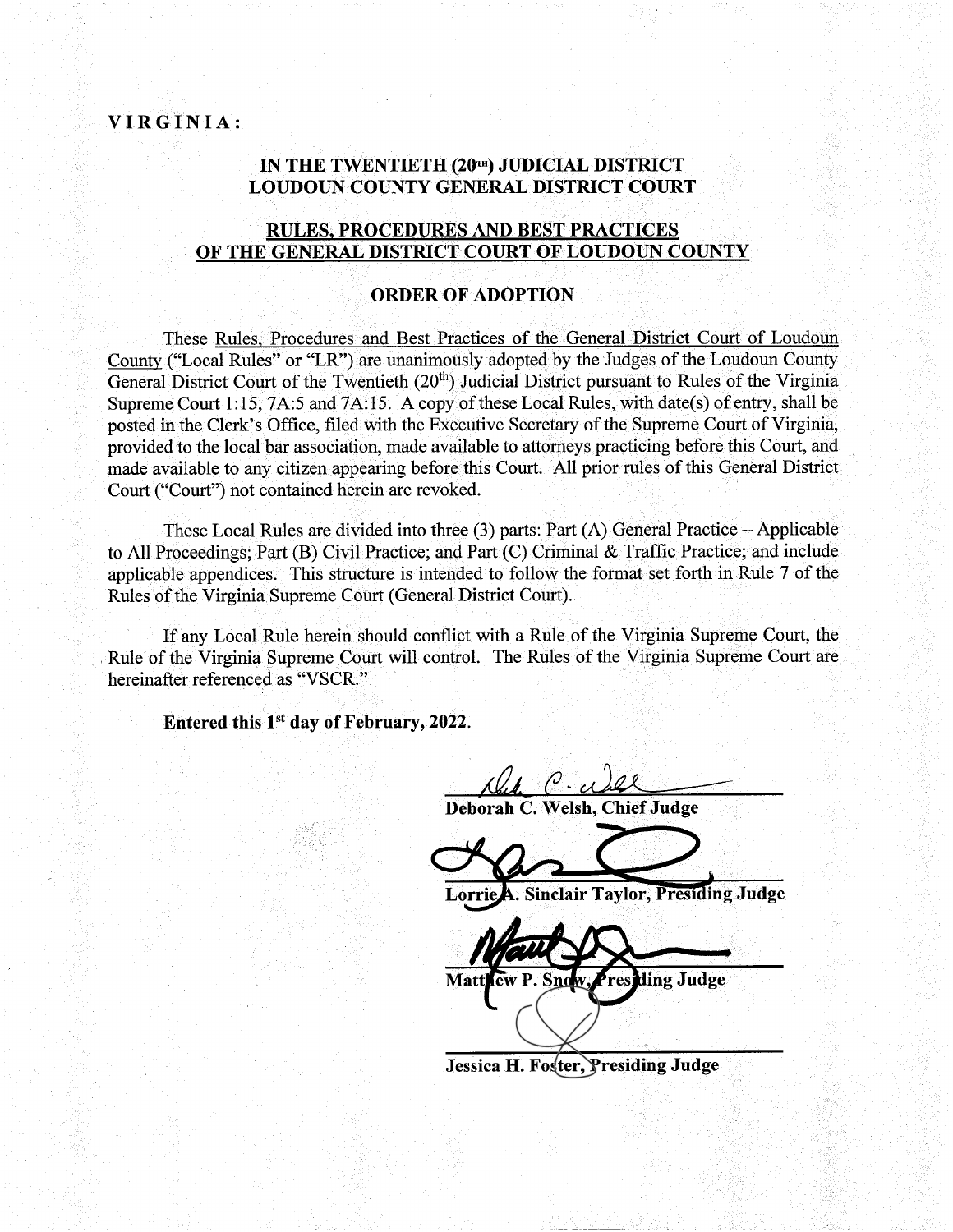**VIRGINIA:**

**IN THE TWENTIETH (20[TH]) JUDICIAL DISTRICT**
**LOUDOUN COUNTY GENERAL DISTRICT COURT**

**RULES, PROCEDURES AND BEST PRACTICES**
**OF THE GENERAL DISTRICT COURT OF LOUDOUN COUNTY**

**ORDER OF ADOPTION**

These Rules, Procedures and Best Practices of the General District Court of Loudoun County ("Local Rules" or "LR") are unanimously adopted by the Judges of the Loudoun County General District Court of the Twentieth (20[th]) Judicial District pursuant to Rules of the Virginia Supreme Court 1:15, 7A:5 and 7A:15. A copy of these Local Rules, with date(s) of entry, shall be posted in the Clerk's Office, filed with the Executive Secretary of the Supreme Court of Virginia, provided to the local bar association, made available to attorneys practicing before this Court, and made available to any citizen appearing before this Court. All prior rules of this General District Court ("Court") not contained herein are revoked.

These Local Rules are divided into three (3) parts: Part (A) General Practice – Applicable to All Proceedings; Part (B) Civil Practice; and Part (C) Criminal & Traffic Practice; and include applicable appendices. This structure is intended to follow the format set forth in Rule 7 of the Rules of the Virginia Supreme Court (General District Court).

If any Local Rule herein should conflict with a Rule of the Virginia Supreme Court, the Rule of the Virginia Supreme Court will control. The Rules of the Virginia Supreme Court are hereinafter referenced as "VSCR."

**Entered this 1[st] day of February, 2022.**

**Deborah C. Welsh, Chief Judge**

**Lorrie A. Sinclair Taylor, Presiding Judge**

**Matthew P. Snow, Presiding Judge**

**Jessica H. Foster, Presiding Judge**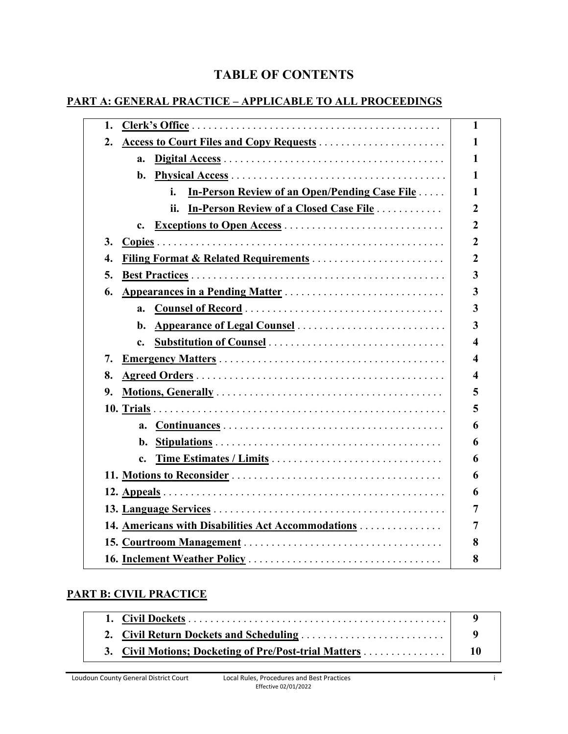# TABLE OF CONTENTS

## PART A: GENERAL PRACTICE – APPLICABLE TO ALL PROCEEDINGS

| Section | Page |
|---|---|
| **1. Clerk's Office** | **1** |
| **2. Access to Court Files and Copy Requests** | **1** |
| &nbsp;&nbsp;&nbsp;&nbsp;**a. Digital Access** | **1** |
| &nbsp;&nbsp;&nbsp;&nbsp;**b. Physical Access** | **1** |
| &nbsp;&nbsp;&nbsp;&nbsp;&nbsp;&nbsp;&nbsp;&nbsp;**i. In-Person Review of an Open/Pending Case File** | **1** |
| &nbsp;&nbsp;&nbsp;&nbsp;&nbsp;&nbsp;&nbsp;&nbsp;**ii. In-Person Review of a Closed Case File** | **2** |
| &nbsp;&nbsp;&nbsp;&nbsp;**c. Exceptions to Open Access** | **2** |
| **3. Copies** | **2** |
| **4. Filing Format & Related Requirements** | **2** |
| **5. Best Practices** | **3** |
| **6. Appearances in a Pending Matter** | **3** |
| &nbsp;&nbsp;&nbsp;&nbsp;**a. Counsel of Record** | **3** |
| &nbsp;&nbsp;&nbsp;&nbsp;**b. Appearance of Legal Counsel** | **3** |
| &nbsp;&nbsp;&nbsp;&nbsp;**c. Substitution of Counsel** | **4** |
| **7. Emergency Matters** | **4** |
| **8. Agreed Orders** | **4** |
| **9. Motions, Generally** | **5** |
| **10. Trials** | **5** |
| &nbsp;&nbsp;&nbsp;&nbsp;**a. Continuances** | **6** |
| &nbsp;&nbsp;&nbsp;&nbsp;**b. Stipulations** | **6** |
| &nbsp;&nbsp;&nbsp;&nbsp;**c. Time Estimates / Limits** | **6** |
| **11. Motions to Reconsider** | **6** |
| **12. Appeals** | **6** |
| **13. Language Services** | **7** |
| **14. Americans with Disabilities Act Accommodations** | **7** |
| **15. Courtroom Management** | **8** |
| **16. Inclement Weather Policy** | **8** |

## PART B: CIVIL PRACTICE

| Section | Page |
|---|---|
| **1. Civil Dockets** | **9** |
| **2. Civil Return Dockets and Scheduling** | **9** |
| **3. Civil Motions; Docketing of Pre/Post-trial Matters** | **10** |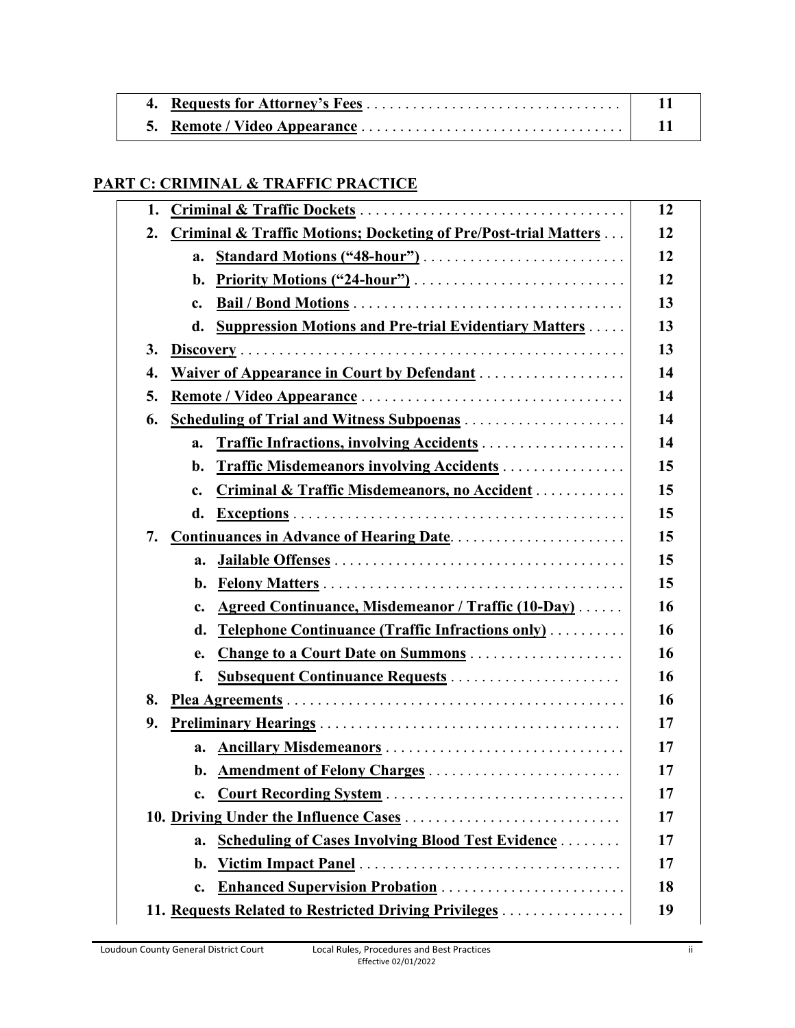| | |
|---|---|
| 4. **Requests for Attorney's Fees** . . . . . . . . . . . . . . . . . . . . . . . . . . . . . . . . | 11 |
| 5. **Remote / Video Appearance** . . . . . . . . . . . . . . . . . . . . . . . . . . . . . . . . . | 11 |

## PART C: CRIMINAL & TRAFFIC PRACTICE

| | |
|---|---|
| 1. **Criminal & Traffic Dockets** . . . . . . . . . . . . . . . . . . . . . . . . . . . . . . . . . | 12 |
| 2. **Criminal & Traffic Motions; Docketing of Pre/Post-trial Matters** . . . | 12 |
| a. **Standard Motions ("48-hour")** . . . . . . . . . . . . . . . . . . . . . . . . . | 12 |
| b. **Priority Motions ("24-hour")** . . . . . . . . . . . . . . . . . . . . . . . . . . | 12 |
| c. **Bail / Bond Motions** . . . . . . . . . . . . . . . . . . . . . . . . . . . . . . . . . | 13 |
| d. **Suppression Motions and Pre-trial Evidentiary Matters** . . . . . | 13 |
| 3. **Discovery** . . . . . . . . . . . . . . . . . . . . . . . . . . . . . . . . . . . . . . . . . . . . . . . | 13 |
| 4. **Waiver of Appearance in Court by Defendant** . . . . . . . . . . . . . . . . . . | 14 |
| 5. **Remote / Video Appearance** . . . . . . . . . . . . . . . . . . . . . . . . . . . . . . . . . | 14 |
| 6. **Scheduling of Trial and Witness Subpoenas** . . . . . . . . . . . . . . . . . . . . | 14 |
| a. **Traffic Infractions, involving Accidents** . . . . . . . . . . . . . . . . . . | 14 |
| b. **Traffic Misdemeanors involving Accidents** . . . . . . . . . . . . . . . . | 15 |
| c. **Criminal & Traffic Misdemeanors, no Accident** . . . . . . . . . . . . | 15 |
| d. **Exceptions** . . . . . . . . . . . . . . . . . . . . . . . . . . . . . . . . . . . . . . . . . | 15 |
| 7. **Continuances in Advance of Hearing Date** . . . . . . . . . . . . . . . . . . . . . . | 15 |
| a. **Jailable Offenses** . . . . . . . . . . . . . . . . . . . . . . . . . . . . . . . . . . . . | 15 |
| b. **Felony Matters** . . . . . . . . . . . . . . . . . . . . . . . . . . . . . . . . . . . . . | 15 |
| c. **Agreed Continuance, Misdemeanor / Traffic (10-Day)** . . . . . . | 16 |
| d. **Telephone Continuance (Traffic Infractions only)** . . . . . . . . . . | 16 |
| e. **Change to a Court Date on Summons** . . . . . . . . . . . . . . . . . . . | 16 |
| f. **Subsequent Continuance Requests** . . . . . . . . . . . . . . . . . . . . . . | 16 |
| 8. **Plea Agreements** . . . . . . . . . . . . . . . . . . . . . . . . . . . . . . . . . . . . . . . . . . | 16 |
| 9. **Preliminary Hearings** . . . . . . . . . . . . . . . . . . . . . . . . . . . . . . . . . . . . . . | 17 |
| a. **Ancillary Misdemeanors** . . . . . . . . . . . . . . . . . . . . . . . . . . . . . . . | 17 |
| b. **Amendment of Felony Charges** . . . . . . . . . . . . . . . . . . . . . . . . . | 17 |
| c. **Court Recording System** . . . . . . . . . . . . . . . . . . . . . . . . . . . . . . . | 17 |
| 10. **Driving Under the Influence Cases** . . . . . . . . . . . . . . . . . . . . . . . . . . . | 17 |
| a. **Scheduling of Cases Involving Blood Test Evidence** . . . . . . . . | 17 |
| b. **Victim Impact Panel** . . . . . . . . . . . . . . . . . . . . . . . . . . . . . . . . . . | 17 |
| c. **Enhanced Supervision Probation** . . . . . . . . . . . . . . . . . . . . . . . . | 18 |
| 11. **Requests Related to Restricted Driving Privileges** . . . . . . . . . . . . . . . . | 19 |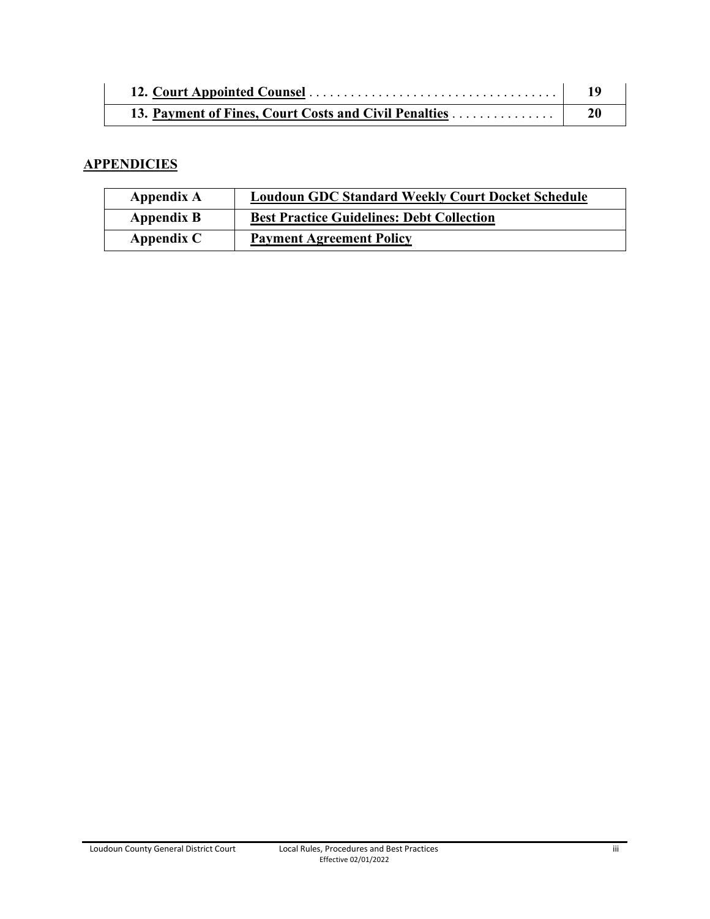| | |
|---|---|
| **12. Court Appointed Counsel** . . . . . . . . . . . . . . . . . . . . . . . . . . . . . . . . . . . . | **19** |
| **13. Payment of Fines, Court Costs and Civil Penalties** . . . . . . . . . . . . . . . | **20** |

## APPENDICIES

| | |
|---|---|
| **Appendix A** | **Loudoun GDC Standard Weekly Court Docket Schedule** |
| **Appendix B** | **Best Practice Guidelines: Debt Collection** |
| **Appendix C** | **Payment Agreement Policy** |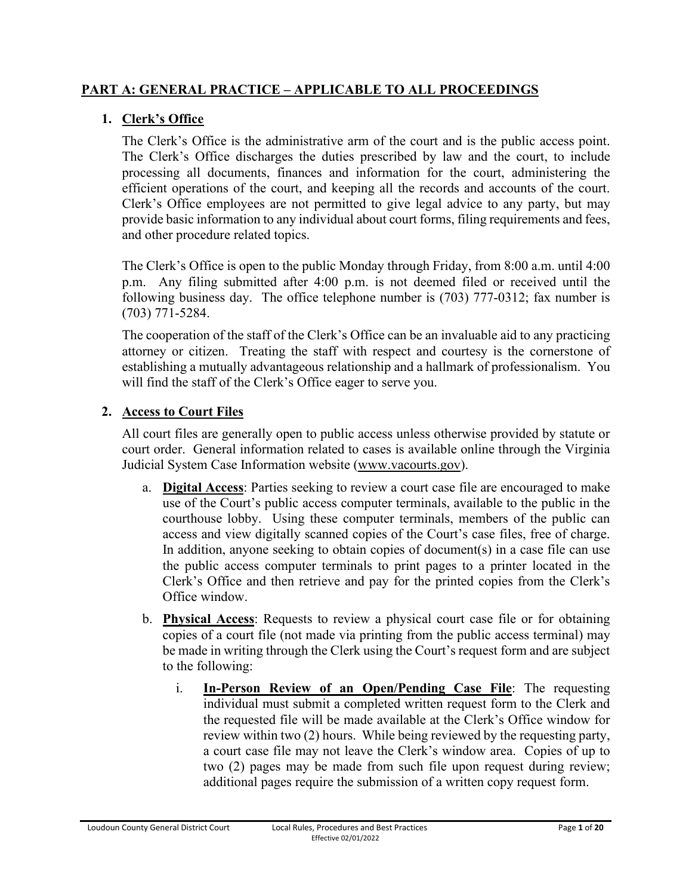## PART A: GENERAL PRACTICE – APPLICABLE TO ALL PROCEEDINGS

### 1. Clerk's Office

The Clerk's Office is the administrative arm of the court and is the public access point. The Clerk's Office discharges the duties prescribed by law and the court, to include processing all documents, finances and information for the court, administering the efficient operations of the court, and keeping all the records and accounts of the court. Clerk's Office employees are not permitted to give legal advice to any party, but may provide basic information to any individual about court forms, filing requirements and fees, and other procedure related topics.

The Clerk's Office is open to the public Monday through Friday, from 8:00 a.m. until 4:00 p.m. Any filing submitted after 4:00 p.m. is not deemed filed or received until the following business day. The office telephone number is (703) 777-0312; fax number is (703) 771-5284.

The cooperation of the staff of the Clerk's Office can be an invaluable aid to any practicing attorney or citizen. Treating the staff with respect and courtesy is the cornerstone of establishing a mutually advantageous relationship and a hallmark of professionalism. You will find the staff of the Clerk's Office eager to serve you.

### 2. Access to Court Files

All court files are generally open to public access unless otherwise provided by statute or court order. General information related to cases is available online through the Virginia Judicial System Case Information website (www.vacourts.gov).

a. **Digital Access**: Parties seeking to review a court case file are encouraged to make use of the Court's public access computer terminals, available to the public in the courthouse lobby. Using these computer terminals, members of the public can access and view digitally scanned copies of the Court's case files, free of charge. In addition, anyone seeking to obtain copies of document(s) in a case file can use the public access computer terminals to print pages to a printer located in the Clerk's Office and then retrieve and pay for the printed copies from the Clerk's Office window.

b. **Physical Access**: Requests to review a physical court case file or for obtaining copies of a court file (not made via printing from the public access terminal) may be made in writing through the Clerk using the Court's request form and are subject to the following:

   i. **In-Person Review of an Open/Pending Case File**: The requesting individual must submit a completed written request form to the Clerk and the requested file will be made available at the Clerk's Office window for review within two (2) hours. While being reviewed by the requesting party, a court case file may not leave the Clerk's window area. Copies of up to two (2) pages may be made from such file upon request during review; additional pages require the submission of a written copy request form.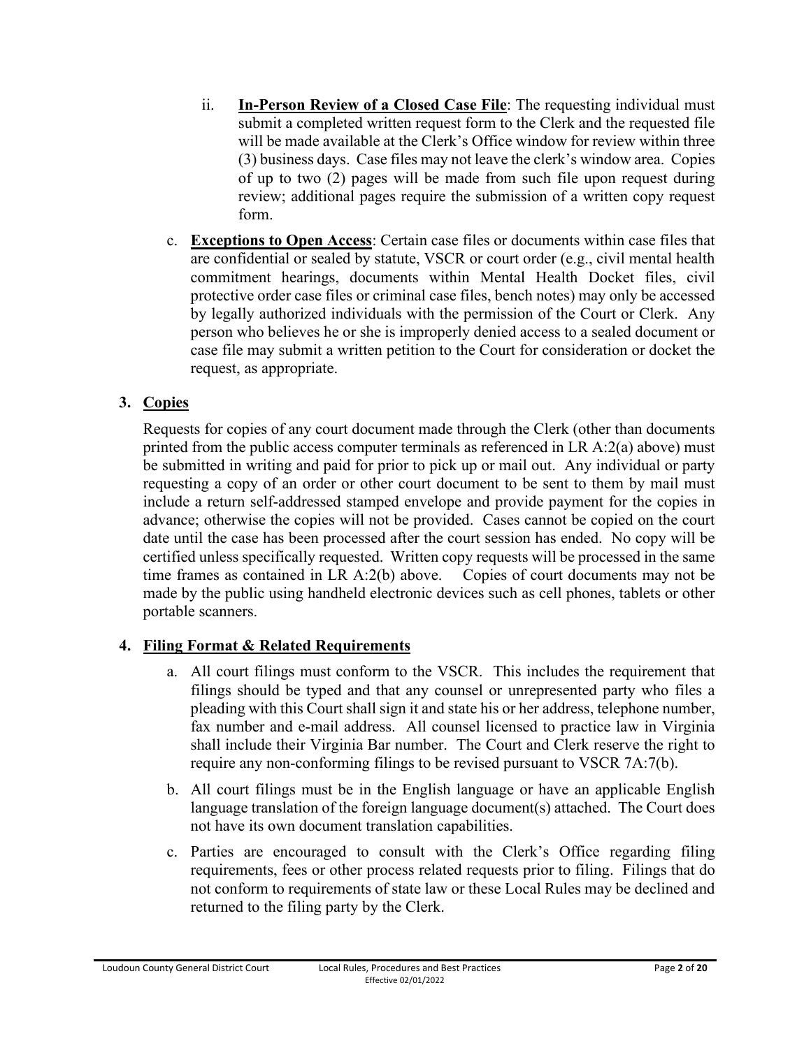ii. **In-Person Review of a Closed Case File**: The requesting individual must submit a completed written request form to the Clerk and the requested file will be made available at the Clerk's Office window for review within three (3) business days. Case files may not leave the clerk's window area. Copies of up to two (2) pages will be made from such file upon request during review; additional pages require the submission of a written copy request form.

c. **Exceptions to Open Access**: Certain case files or documents within case files that are confidential or sealed by statute, VSCR or court order (e.g., civil mental health commitment hearings, documents within Mental Health Docket files, civil protective order case files or criminal case files, bench notes) may only be accessed by legally authorized individuals with the permission of the Court or Clerk. Any person who believes he or she is improperly denied access to a sealed document or case file may submit a written petition to the Court for consideration or docket the request, as appropriate.

## 3. Copies

Requests for copies of any court document made through the Clerk (other than documents printed from the public access computer terminals as referenced in LR A:2(a) above) must be submitted in writing and paid for prior to pick up or mail out. Any individual or party requesting a copy of an order or other court document to be sent to them by mail must include a return self-addressed stamped envelope and provide payment for the copies in advance; otherwise the copies will not be provided. Cases cannot be copied on the court date until the case has been processed after the court session has ended. No copy will be certified unless specifically requested. Written copy requests will be processed in the same time frames as contained in LR A:2(b) above. Copies of court documents may not be made by the public using handheld electronic devices such as cell phones, tablets or other portable scanners.

## 4. Filing Format & Related Requirements

a. All court filings must conform to the VSCR. This includes the requirement that filings should be typed and that any counsel or unrepresented party who files a pleading with this Court shall sign it and state his or her address, telephone number, fax number and e-mail address. All counsel licensed to practice law in Virginia shall include their Virginia Bar number. The Court and Clerk reserve the right to require any non-conforming filings to be revised pursuant to VSCR 7A:7(b).

b. All court filings must be in the English language or have an applicable English language translation of the foreign language document(s) attached. The Court does not have its own document translation capabilities.

c. Parties are encouraged to consult with the Clerk's Office regarding filing requirements, fees or other process related requests prior to filing. Filings that do not conform to requirements of state law or these Local Rules may be declined and returned to the filing party by the Clerk.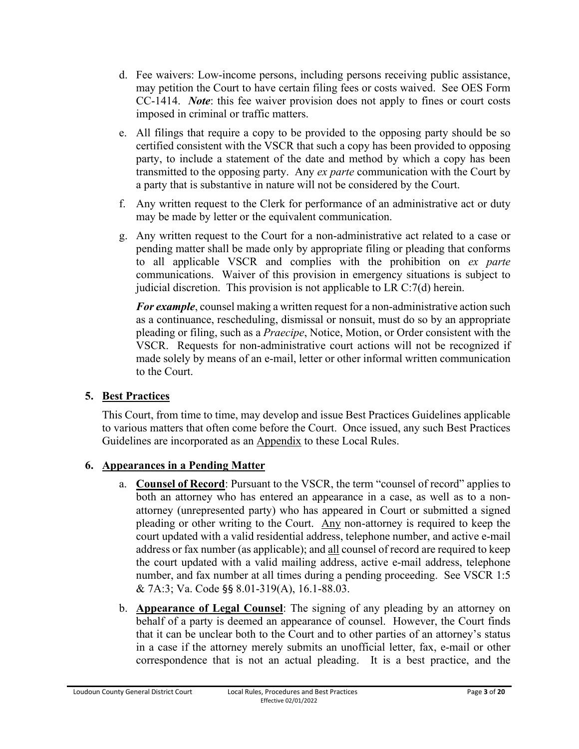d. Fee waivers: Low-income persons, including persons receiving public assistance, may petition the Court to have certain filing fees or costs waived. See OES Form CC-1414. ***Note***: this fee waiver provision does not apply to fines or court costs imposed in criminal or traffic matters.

e. All filings that require a copy to be provided to the opposing party should be so certified consistent with the VSCR that such a copy has been provided to opposing party, to include a statement of the date and method by which a copy has been transmitted to the opposing party. Any *ex parte* communication with the Court by a party that is substantive in nature will not be considered by the Court.

f. Any written request to the Clerk for performance of an administrative act or duty may be made by letter or the equivalent communication.

g. Any written request to the Court for a non-administrative act related to a case or pending matter shall be made only by appropriate filing or pleading that conforms to all applicable VSCR and complies with the prohibition on *ex parte* communications. Waiver of this provision in emergency situations is subject to judicial discretion. This provision is not applicable to LR C:7(d) herein.

   ***For example***, counsel making a written request for a non-administrative action such as a continuance, rescheduling, dismissal or nonsuit, must do so by an appropriate pleading or filing, such as a *Praecipe*, Notice, Motion, or Order consistent with the VSCR. Requests for non-administrative court actions will not be recognized if made solely by means of an e-mail, letter or other informal written communication to the Court.

**5. <u>Best Practices</u>**

This Court, from time to time, may develop and issue Best Practices Guidelines applicable to various matters that often come before the Court. Once issued, any such Best Practices Guidelines are incorporated as an <u>Appendix</u> to these Local Rules.

**6. <u>Appearances in a Pending Matter</u>**

a. **<u>Counsel of Record</u>**: Pursuant to the VSCR, the term "counsel of record" applies to both an attorney who has entered an appearance in a case, as well as to a non-attorney (unrepresented party) who has appeared in Court or submitted a signed pleading or other writing to the Court. <u>Any</u> non-attorney is required to keep the court updated with a valid residential address, telephone number, and active e-mail address or fax number (as applicable); and <u>all</u> counsel of record are required to keep the court updated with a valid mailing address, active e-mail address, telephone number, and fax number at all times during a pending proceeding. See VSCR 1:5 & 7A:3; Va. Code §§ 8.01-319(A), 16.1-88.03.

b. **<u>Appearance of Legal Counsel</u>**: The signing of any pleading by an attorney on behalf of a party is deemed an appearance of counsel. However, the Court finds that it can be unclear both to the Court and to other parties of an attorney's status in a case if the attorney merely submits an unofficial letter, fax, e-mail or other correspondence that is not an actual pleading. It is a best practice, and the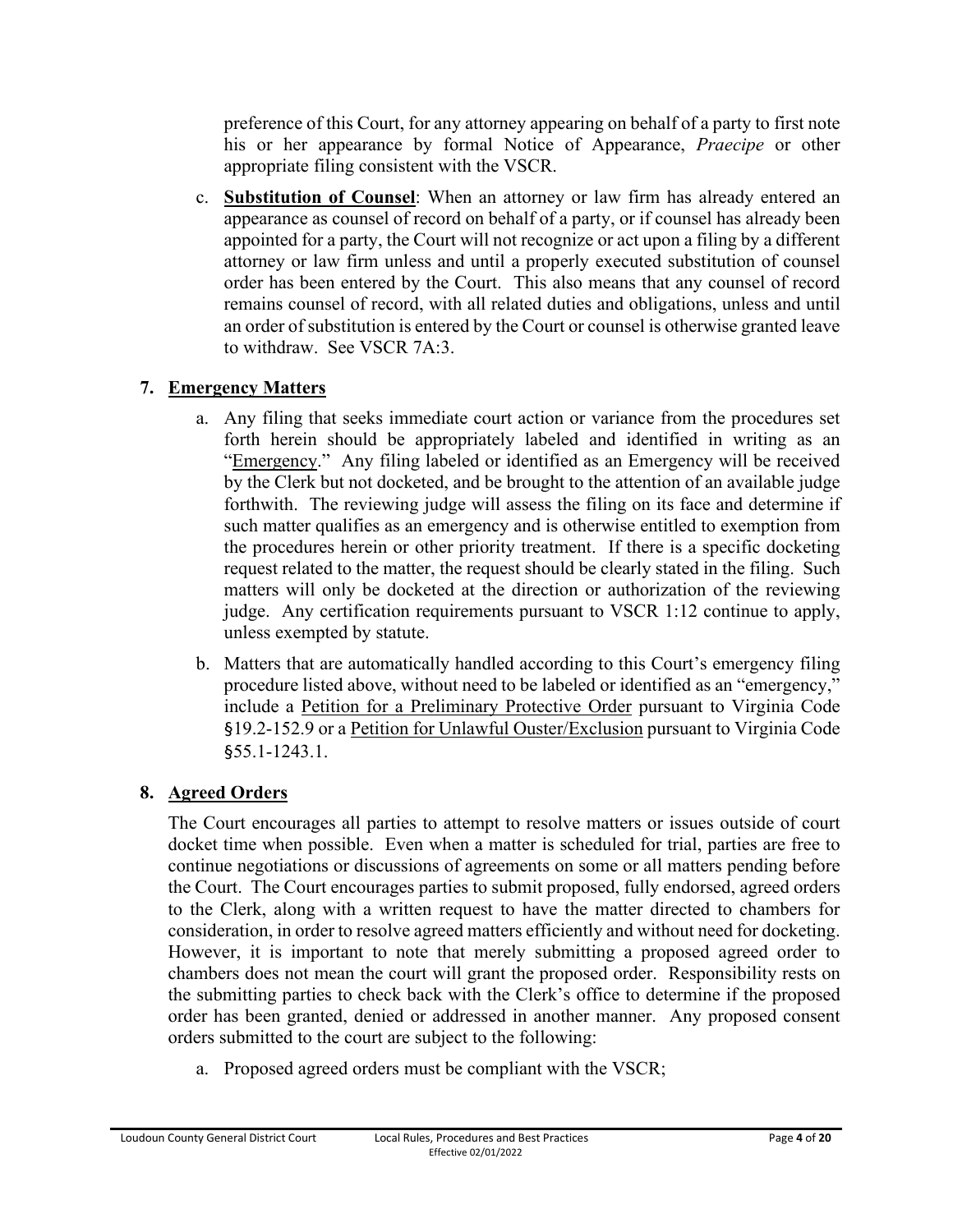preference of this Court, for any attorney appearing on behalf of a party to first note his or her appearance by formal Notice of Appearance, *Praecipe* or other appropriate filing consistent with the VSCR.

c. **Substitution of Counsel**: When an attorney or law firm has already entered an appearance as counsel of record on behalf of a party, or if counsel has already been appointed for a party, the Court will not recognize or act upon a filing by a different attorney or law firm unless and until a properly executed substitution of counsel order has been entered by the Court. This also means that any counsel of record remains counsel of record, with all related duties and obligations, unless and until an order of substitution is entered by the Court or counsel is otherwise granted leave to withdraw. See VSCR 7A:3.

## 7. Emergency Matters

a. Any filing that seeks immediate court action or variance from the procedures set forth herein should be appropriately labeled and identified in writing as an "Emergency." Any filing labeled or identified as an Emergency will be received by the Clerk but not docketed, and be brought to the attention of an available judge forthwith. The reviewing judge will assess the filing on its face and determine if such matter qualifies as an emergency and is otherwise entitled to exemption from the procedures herein or other priority treatment. If there is a specific docketing request related to the matter, the request should be clearly stated in the filing. Such matters will only be docketed at the direction or authorization of the reviewing judge. Any certification requirements pursuant to VSCR 1:12 continue to apply, unless exempted by statute.

b. Matters that are automatically handled according to this Court's emergency filing procedure listed above, without need to be labeled or identified as an "emergency," include a Petition for a Preliminary Protective Order pursuant to Virginia Code §19.2-152.9 or a Petition for Unlawful Ouster/Exclusion pursuant to Virginia Code §55.1-1243.1.

## 8. Agreed Orders

The Court encourages all parties to attempt to resolve matters or issues outside of court docket time when possible. Even when a matter is scheduled for trial, parties are free to continue negotiations or discussions of agreements on some or all matters pending before the Court. The Court encourages parties to submit proposed, fully endorsed, agreed orders to the Clerk, along with a written request to have the matter directed to chambers for consideration, in order to resolve agreed matters efficiently and without need for docketing. However, it is important to note that merely submitting a proposed agreed order to chambers does not mean the court will grant the proposed order. Responsibility rests on the submitting parties to check back with the Clerk's office to determine if the proposed order has been granted, denied or addressed in another manner. Any proposed consent orders submitted to the court are subject to the following:

a. Proposed agreed orders must be compliant with the VSCR;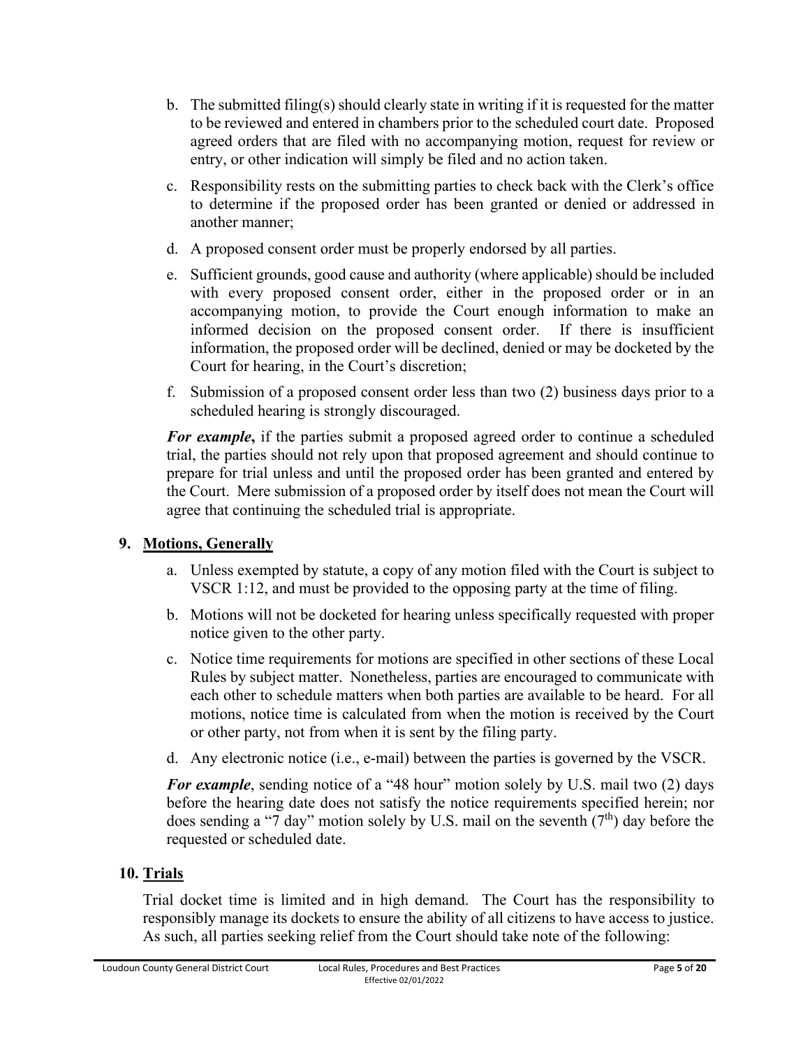b. The submitted filing(s) should clearly state in writing if it is requested for the matter to be reviewed and entered in chambers prior to the scheduled court date. Proposed agreed orders that are filed with no accompanying motion, request for review or entry, or other indication will simply be filed and no action taken.

c. Responsibility rests on the submitting parties to check back with the Clerk's office to determine if the proposed order has been granted or denied or addressed in another manner;

d. A proposed consent order must be properly endorsed by all parties.

e. Sufficient grounds, good cause and authority (where applicable) should be included with every proposed consent order, either in the proposed order or in an accompanying motion, to provide the Court enough information to make an informed decision on the proposed consent order. If there is insufficient information, the proposed order will be declined, denied or may be docketed by the Court for hearing, in the Court's discretion;

f. Submission of a proposed consent order less than two (2) business days prior to a scheduled hearing is strongly discouraged.

***For example*****,** if the parties submit a proposed agreed order to continue a scheduled trial, the parties should not rely upon that proposed agreement and should continue to prepare for trial unless and until the proposed order has been granted and entered by the Court. Mere submission of a proposed order by itself does not mean the Court will agree that continuing the scheduled trial is appropriate.

## 9. Motions, Generally

a. Unless exempted by statute, a copy of any motion filed with the Court is subject to VSCR 1:12, and must be provided to the opposing party at the time of filing.

b. Motions will not be docketed for hearing unless specifically requested with proper notice given to the other party.

c. Notice time requirements for motions are specified in other sections of these Local Rules by subject matter. Nonetheless, parties are encouraged to communicate with each other to schedule matters when both parties are available to be heard. For all motions, notice time is calculated from when the motion is received by the Court or other party, not from when it is sent by the filing party.

d. Any electronic notice (i.e., e-mail) between the parties is governed by the VSCR.

***For example***, sending notice of a "48 hour" motion solely by U.S. mail two (2) days before the hearing date does not satisfy the notice requirements specified herein; nor does sending a "7 day" motion solely by U.S. mail on the seventh (7th) day before the requested or scheduled date.

## 10. Trials

Trial docket time is limited and in high demand. The Court has the responsibility to responsibly manage its dockets to ensure the ability of all citizens to have access to justice. As such, all parties seeking relief from the Court should take note of the following: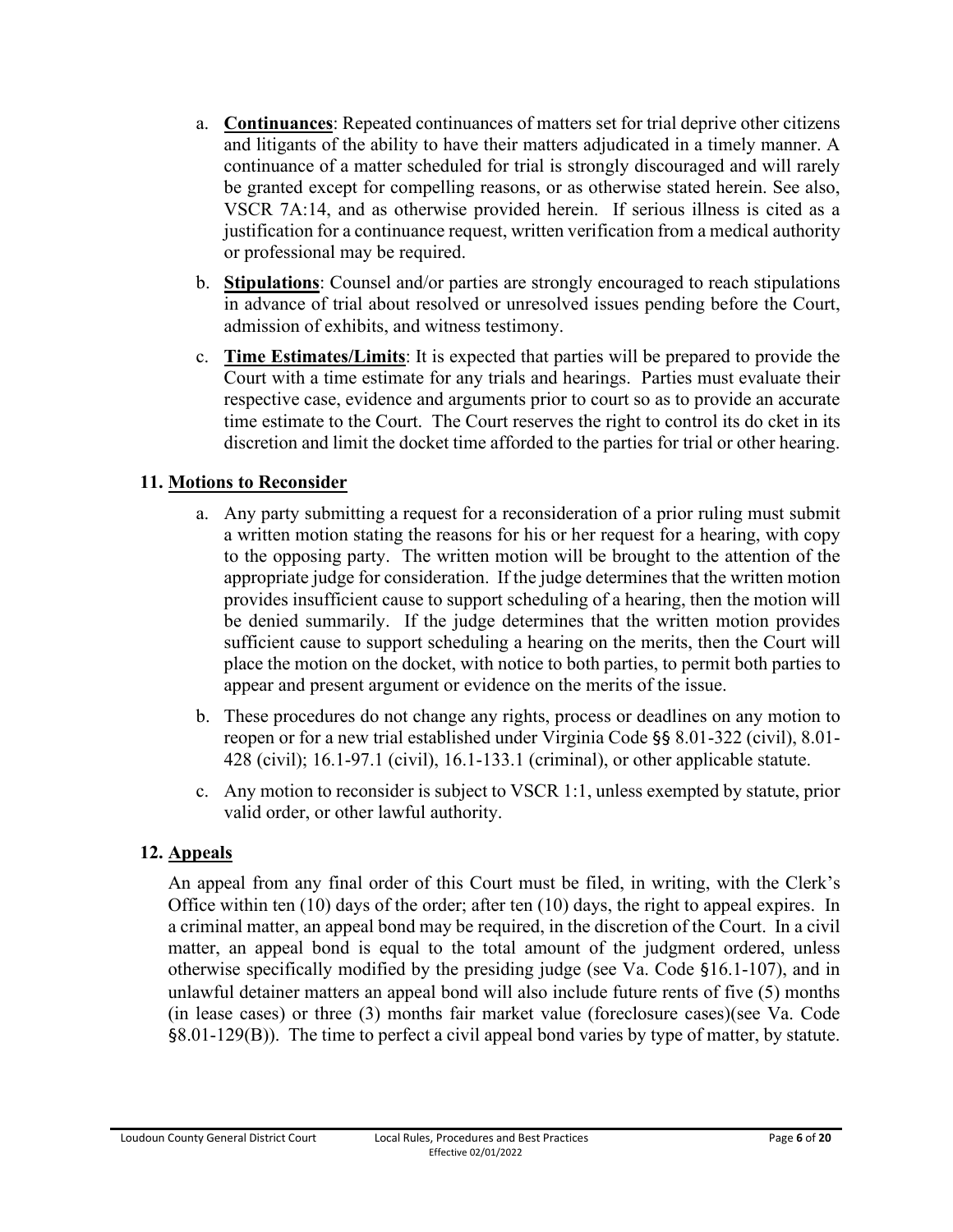a. **Continuances**: Repeated continuances of matters set for trial deprive other citizens and litigants of the ability to have their matters adjudicated in a timely manner. A continuance of a matter scheduled for trial is strongly discouraged and will rarely be granted except for compelling reasons, or as otherwise stated herein. See also, VSCR 7A:14, and as otherwise provided herein. If serious illness is cited as a justification for a continuance request, written verification from a medical authority or professional may be required.

b. **Stipulations**: Counsel and/or parties are strongly encouraged to reach stipulations in advance of trial about resolved or unresolved issues pending before the Court, admission of exhibits, and witness testimony.

c. **Time Estimates/Limits**: It is expected that parties will be prepared to provide the Court with a time estimate for any trials and hearings. Parties must evaluate their respective case, evidence and arguments prior to court so as to provide an accurate time estimate to the Court. The Court reserves the right to control its do cket in its discretion and limit the docket time afforded to the parties for trial or other hearing.

## 11. Motions to Reconsider

a. Any party submitting a request for a reconsideration of a prior ruling must submit a written motion stating the reasons for his or her request for a hearing, with copy to the opposing party. The written motion will be brought to the attention of the appropriate judge for consideration. If the judge determines that the written motion provides insufficient cause to support scheduling of a hearing, then the motion will be denied summarily. If the judge determines that the written motion provides sufficient cause to support scheduling a hearing on the merits, then the Court will place the motion on the docket, with notice to both parties, to permit both parties to appear and present argument or evidence on the merits of the issue.

b. These procedures do not change any rights, process or deadlines on any motion to reopen or for a new trial established under Virginia Code §§ 8.01-322 (civil), 8.01-428 (civil); 16.1-97.1 (civil), 16.1-133.1 (criminal), or other applicable statute.

c. Any motion to reconsider is subject to VSCR 1:1, unless exempted by statute, prior valid order, or other lawful authority.

## 12. Appeals

An appeal from any final order of this Court must be filed, in writing, with the Clerk's Office within ten (10) days of the order; after ten (10) days, the right to appeal expires. In a criminal matter, an appeal bond may be required, in the discretion of the Court. In a civil matter, an appeal bond is equal to the total amount of the judgment ordered, unless otherwise specifically modified by the presiding judge (see Va. Code §16.1-107), and in unlawful detainer matters an appeal bond will also include future rents of five (5) months (in lease cases) or three (3) months fair market value (foreclosure cases)(see Va. Code §8.01-129(B)). The time to perfect a civil appeal bond varies by type of matter, by statute.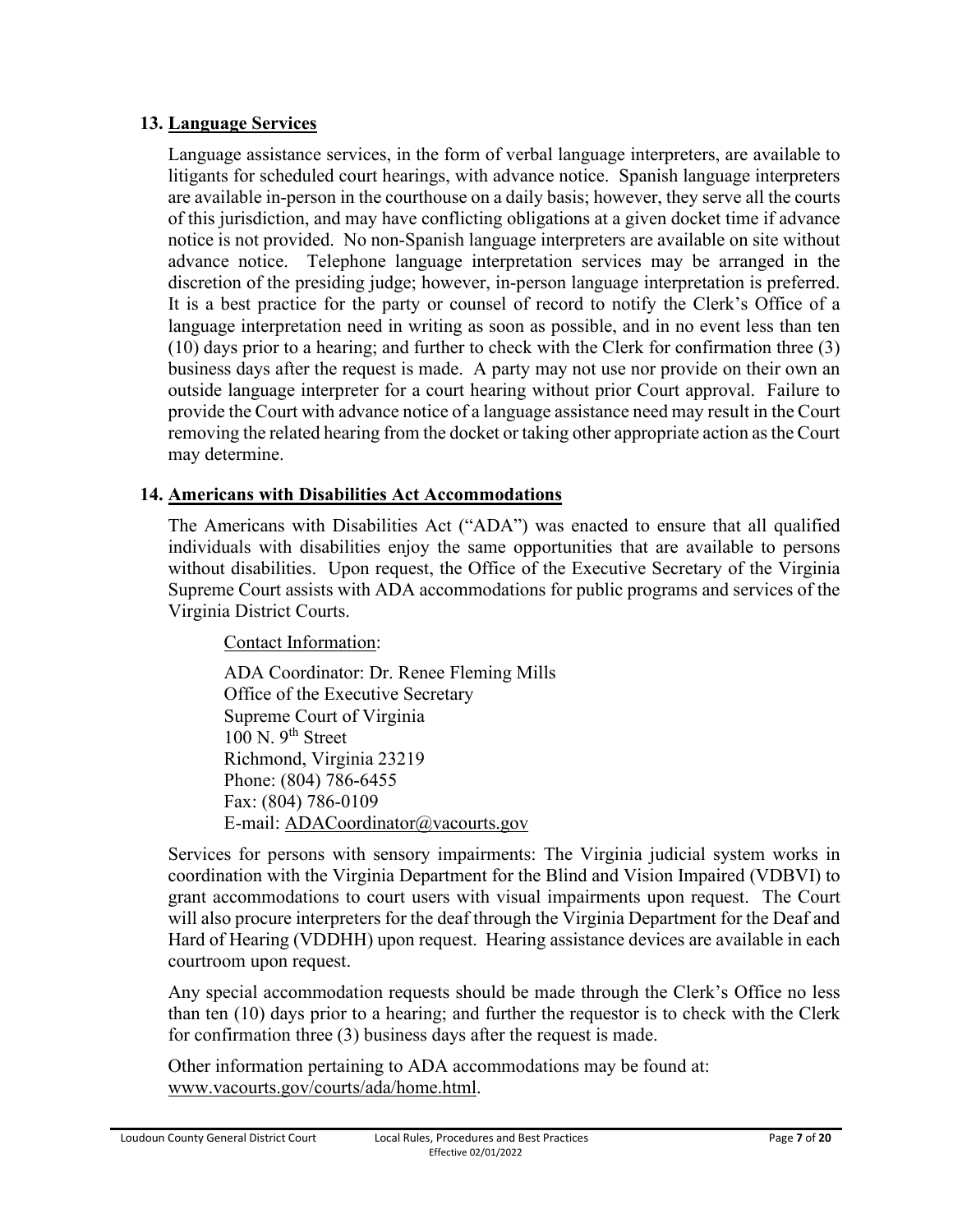## 13. Language Services

Language assistance services, in the form of verbal language interpreters, are available to litigants for scheduled court hearings, with advance notice. Spanish language interpreters are available in-person in the courthouse on a daily basis; however, they serve all the courts of this jurisdiction, and may have conflicting obligations at a given docket time if advance notice is not provided. No non-Spanish language interpreters are available on site without advance notice. Telephone language interpretation services may be arranged in the discretion of the presiding judge; however, in-person language interpretation is preferred. It is a best practice for the party or counsel of record to notify the Clerk's Office of a language interpretation need in writing as soon as possible, and in no event less than ten (10) days prior to a hearing; and further to check with the Clerk for confirmation three (3) business days after the request is made. A party may not use nor provide on their own an outside language interpreter for a court hearing without prior Court approval. Failure to provide the Court with advance notice of a language assistance need may result in the Court removing the related hearing from the docket or taking other appropriate action as the Court may determine.

## 14. Americans with Disabilities Act Accommodations

The Americans with Disabilities Act ("ADA") was enacted to ensure that all qualified individuals with disabilities enjoy the same opportunities that are available to persons without disabilities. Upon request, the Office of the Executive Secretary of the Virginia Supreme Court assists with ADA accommodations for public programs and services of the Virginia District Courts.

Contact Information:

ADA Coordinator: Dr. Renee Fleming Mills
Office of the Executive Secretary
Supreme Court of Virginia
100 N. 9th Street
Richmond, Virginia 23219
Phone: (804) 786-6455
Fax: (804) 786-0109
E-mail: ADACoordinator@vacourts.gov

Services for persons with sensory impairments: The Virginia judicial system works in coordination with the Virginia Department for the Blind and Vision Impaired (VDBVI) to grant accommodations to court users with visual impairments upon request. The Court will also procure interpreters for the deaf through the Virginia Department for the Deaf and Hard of Hearing (VDDHH) upon request. Hearing assistance devices are available in each courtroom upon request.

Any special accommodation requests should be made through the Clerk's Office no less than ten (10) days prior to a hearing; and further the requestor is to check with the Clerk for confirmation three (3) business days after the request is made.

Other information pertaining to ADA accommodations may be found at: www.vacourts.gov/courts/ada/home.html.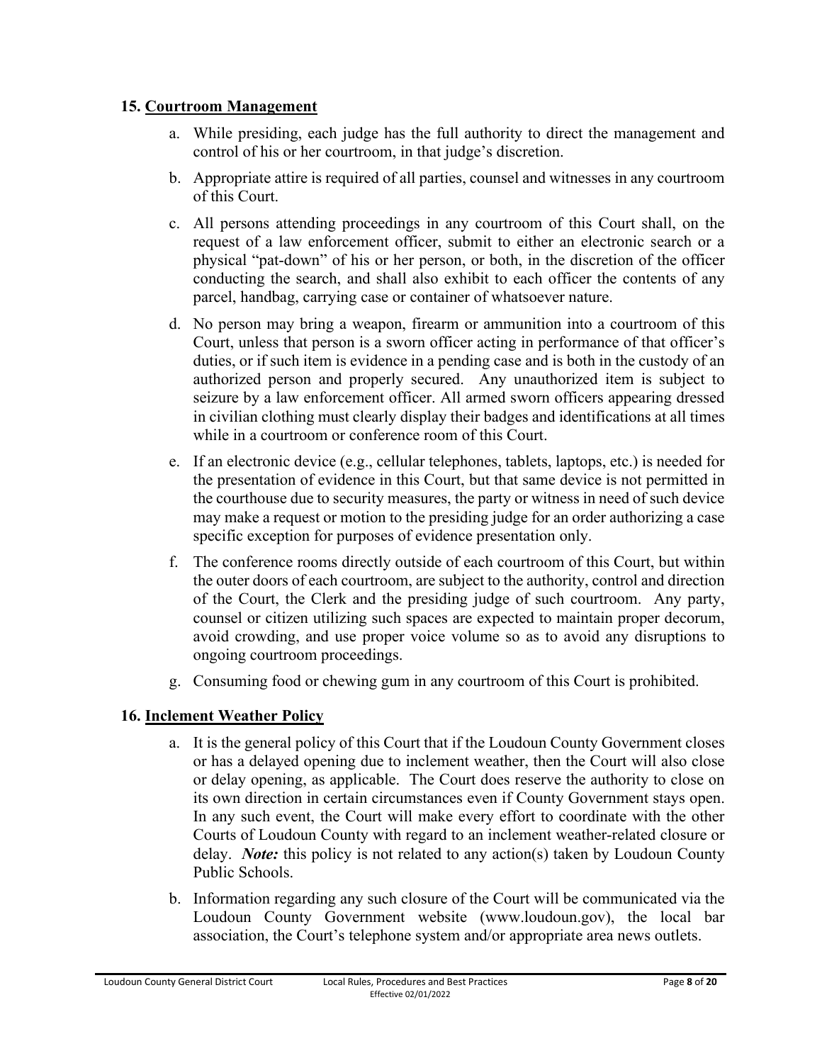## 15. Courtroom Management

a. While presiding, each judge has the full authority to direct the management and control of his or her courtroom, in that judge's discretion.

b. Appropriate attire is required of all parties, counsel and witnesses in any courtroom of this Court.

c. All persons attending proceedings in any courtroom of this Court shall, on the request of a law enforcement officer, submit to either an electronic search or a physical "pat-down" of his or her person, or both, in the discretion of the officer conducting the search, and shall also exhibit to each officer the contents of any parcel, handbag, carrying case or container of whatsoever nature.

d. No person may bring a weapon, firearm or ammunition into a courtroom of this Court, unless that person is a sworn officer acting in performance of that officer's duties, or if such item is evidence in a pending case and is both in the custody of an authorized person and properly secured. Any unauthorized item is subject to seizure by a law enforcement officer. All armed sworn officers appearing dressed in civilian clothing must clearly display their badges and identifications at all times while in a courtroom or conference room of this Court.

e. If an electronic device (e.g., cellular telephones, tablets, laptops, etc.) is needed for the presentation of evidence in this Court, but that same device is not permitted in the courthouse due to security measures, the party or witness in need of such device may make a request or motion to the presiding judge for an order authorizing a case specific exception for purposes of evidence presentation only.

f. The conference rooms directly outside of each courtroom of this Court, but within the outer doors of each courtroom, are subject to the authority, control and direction of the Court, the Clerk and the presiding judge of such courtroom. Any party, counsel or citizen utilizing such spaces are expected to maintain proper decorum, avoid crowding, and use proper voice volume so as to avoid any disruptions to ongoing courtroom proceedings.

g. Consuming food or chewing gum in any courtroom of this Court is prohibited.

## 16. Inclement Weather Policy

a. It is the general policy of this Court that if the Loudoun County Government closes or has a delayed opening due to inclement weather, then the Court will also close or delay opening, as applicable. The Court does reserve the authority to close on its own direction in certain circumstances even if County Government stays open. In any such event, the Court will make every effort to coordinate with the other Courts of Loudoun County with regard to an inclement weather-related closure or delay. ***Note:*** this policy is not related to any action(s) taken by Loudoun County Public Schools.

b. Information regarding any such closure of the Court will be communicated via the Loudoun County Government website (www.loudoun.gov), the local bar association, the Court's telephone system and/or appropriate area news outlets.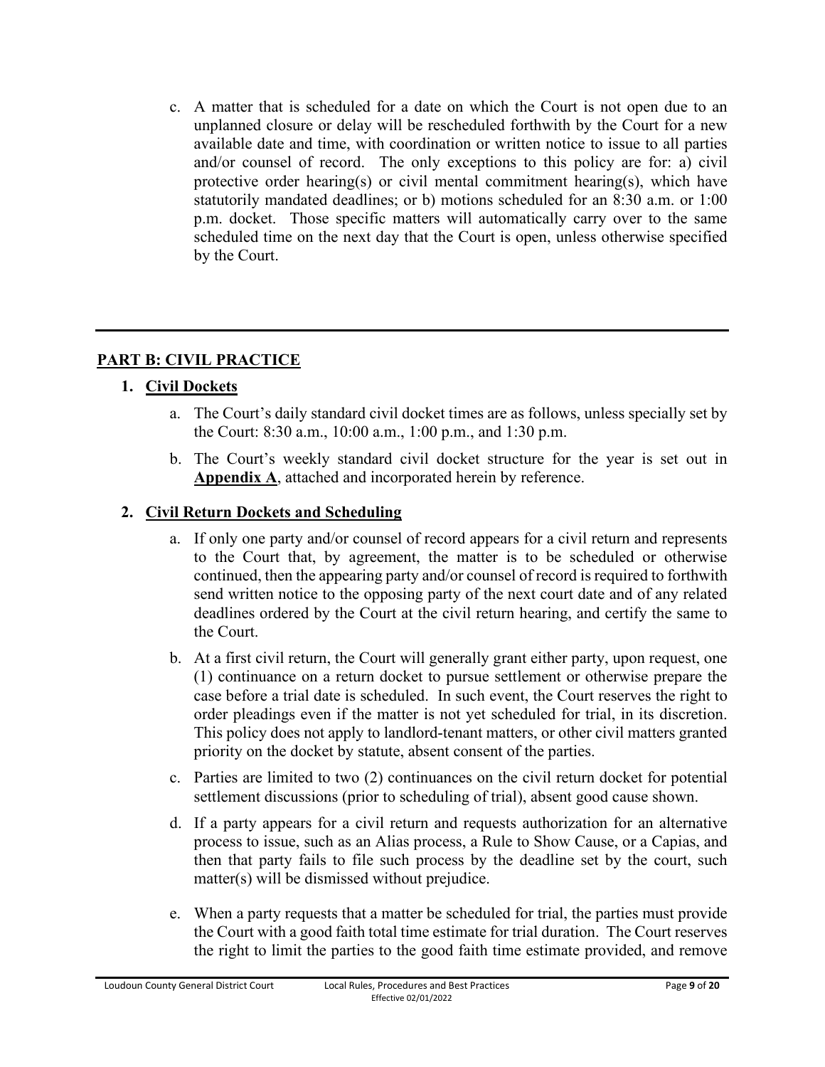c. A matter that is scheduled for a date on which the Court is not open due to an unplanned closure or delay will be rescheduled forthwith by the Court for a new available date and time, with coordination or written notice to issue to all parties and/or counsel of record. The only exceptions to this policy are for: a) civil protective order hearing(s) or civil mental commitment hearing(s), which have statutorily mandated deadlines; or b) motions scheduled for an 8:30 a.m. or 1:00 p.m. docket. Those specific matters will automatically carry over to the same scheduled time on the next day that the Court is open, unless otherwise specified by the Court.

---

## PART B: CIVIL PRACTICE

### 1. Civil Dockets

a. The Court's daily standard civil docket times are as follows, unless specially set by the Court: 8:30 a.m., 10:00 a.m., 1:00 p.m., and 1:30 p.m.

b. The Court's weekly standard civil docket structure for the year is set out in **Appendix A**, attached and incorporated herein by reference.

### 2. Civil Return Dockets and Scheduling

a. If only one party and/or counsel of record appears for a civil return and represents to the Court that, by agreement, the matter is to be scheduled or otherwise continued, then the appearing party and/or counsel of record is required to forthwith send written notice to the opposing party of the next court date and of any related deadlines ordered by the Court at the civil return hearing, and certify the same to the Court.

b. At a first civil return, the Court will generally grant either party, upon request, one (1) continuance on a return docket to pursue settlement or otherwise prepare the case before a trial date is scheduled. In such event, the Court reserves the right to order pleadings even if the matter is not yet scheduled for trial, in its discretion. This policy does not apply to landlord-tenant matters, or other civil matters granted priority on the docket by statute, absent consent of the parties.

c. Parties are limited to two (2) continuances on the civil return docket for potential settlement discussions (prior to scheduling of trial), absent good cause shown.

d. If a party appears for a civil return and requests authorization for an alternative process to issue, such as an Alias process, a Rule to Show Cause, or a Capias, and then that party fails to file such process by the deadline set by the court, such matter(s) will be dismissed without prejudice.

e. When a party requests that a matter be scheduled for trial, the parties must provide the Court with a good faith total time estimate for trial duration. The Court reserves the right to limit the parties to the good faith time estimate provided, and remove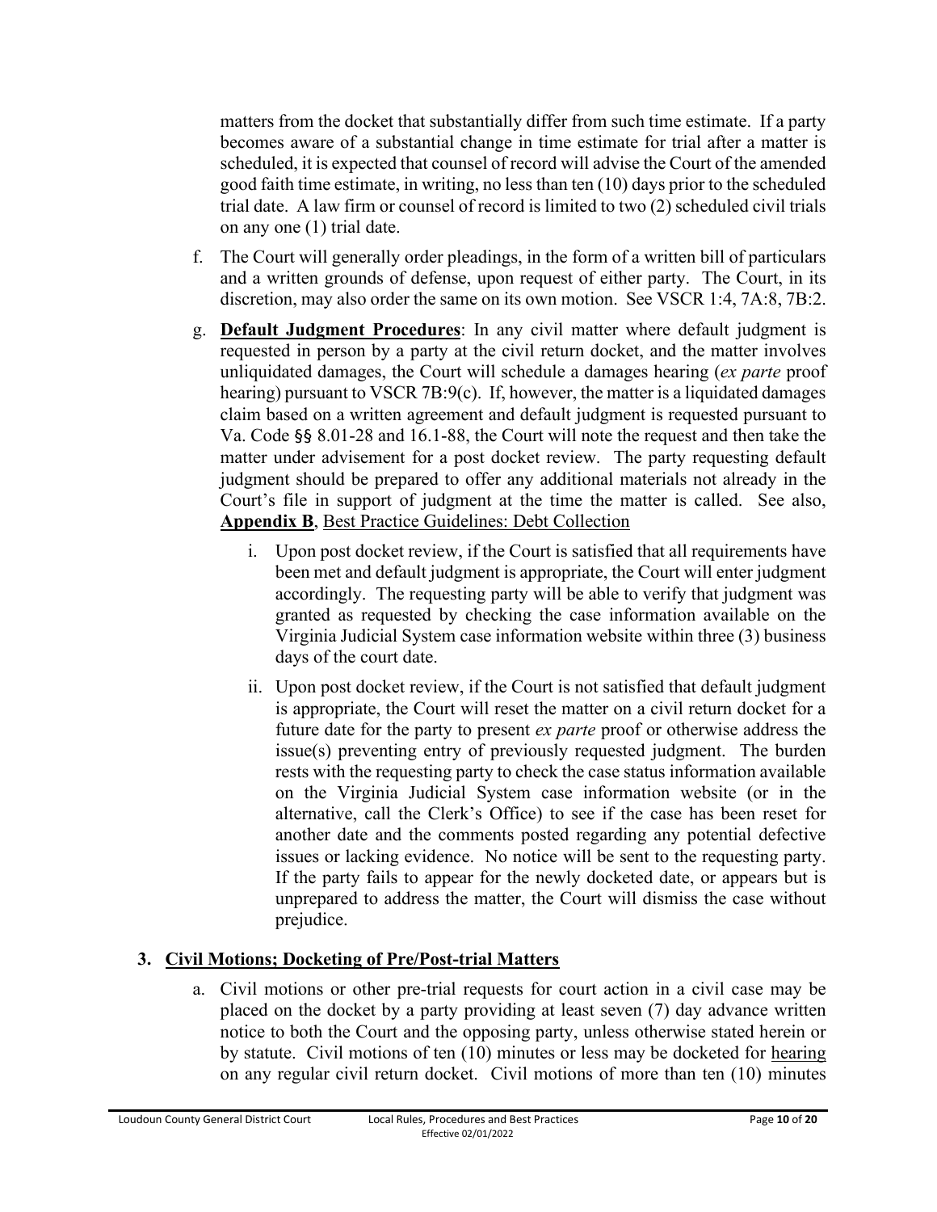matters from the docket that substantially differ from such time estimate. If a party becomes aware of a substantial change in time estimate for trial after a matter is scheduled, it is expected that counsel of record will advise the Court of the amended good faith time estimate, in writing, no less than ten (10) days prior to the scheduled trial date. A law firm or counsel of record is limited to two (2) scheduled civil trials on any one (1) trial date.

f. The Court will generally order pleadings, in the form of a written bill of particulars and a written grounds of defense, upon request of either party. The Court, in its discretion, may also order the same on its own motion. See VSCR 1:4, 7A:8, 7B:2.

g. **Default Judgment Procedures**: In any civil matter where default judgment is requested in person by a party at the civil return docket, and the matter involves unliquidated damages, the Court will schedule a damages hearing (*ex parte* proof hearing) pursuant to VSCR 7B:9(c). If, however, the matter is a liquidated damages claim based on a written agreement and default judgment is requested pursuant to Va. Code §§ 8.01-28 and 16.1-88, the Court will note the request and then take the matter under advisement for a post docket review. The party requesting default judgment should be prepared to offer any additional materials not already in the Court's file in support of judgment at the time the matter is called. See also, **Appendix B**, Best Practice Guidelines: Debt Collection

   i. Upon post docket review, if the Court is satisfied that all requirements have been met and default judgment is appropriate, the Court will enter judgment accordingly. The requesting party will be able to verify that judgment was granted as requested by checking the case information available on the Virginia Judicial System case information website within three (3) business days of the court date.

   ii. Upon post docket review, if the Court is not satisfied that default judgment is appropriate, the Court will reset the matter on a civil return docket for a future date for the party to present *ex parte* proof or otherwise address the issue(s) preventing entry of previously requested judgment. The burden rests with the requesting party to check the case status information available on the Virginia Judicial System case information website (or in the alternative, call the Clerk's Office) to see if the case has been reset for another date and the comments posted regarding any potential defective issues or lacking evidence. No notice will be sent to the requesting party. If the party fails to appear for the newly docketed date, or appears but is unprepared to address the matter, the Court will dismiss the case without prejudice.

## 3. Civil Motions; Docketing of Pre/Post-trial Matters

a. Civil motions or other pre-trial requests for court action in a civil case may be placed on the docket by a party providing at least seven (7) day advance written notice to both the Court and the opposing party, unless otherwise stated herein or by statute. Civil motions of ten (10) minutes or less may be docketed for hearing on any regular civil return docket. Civil motions of more than ten (10) minutes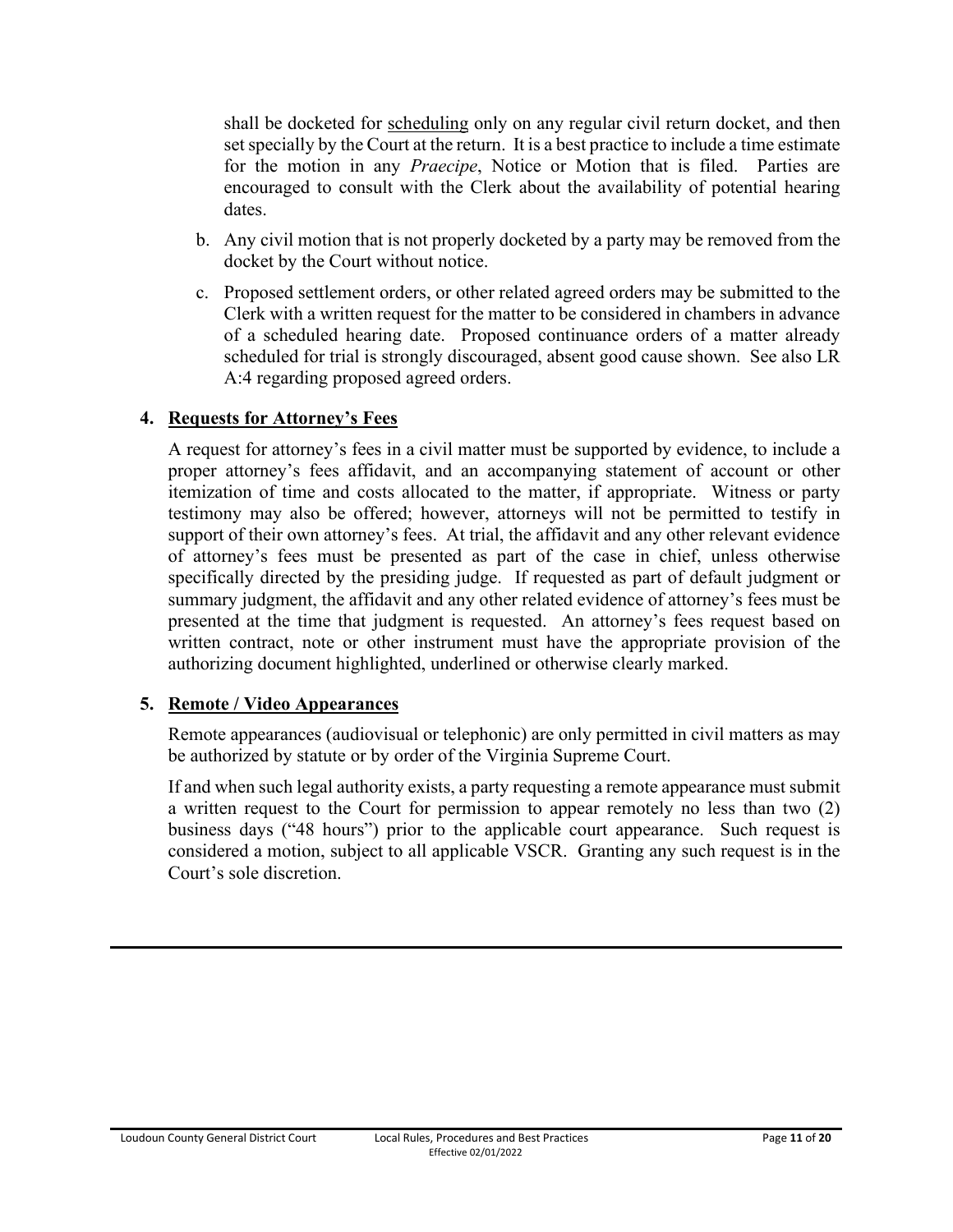shall be docketed for scheduling only on any regular civil return docket, and then set specially by the Court at the return. It is a best practice to include a time estimate for the motion in any *Praecipe*, Notice or Motion that is filed. Parties are encouraged to consult with the Clerk about the availability of potential hearing dates.

b. Any civil motion that is not properly docketed by a party may be removed from the docket by the Court without notice.

c. Proposed settlement orders, or other related agreed orders may be submitted to the Clerk with a written request for the matter to be considered in chambers in advance of a scheduled hearing date. Proposed continuance orders of a matter already scheduled for trial is strongly discouraged, absent good cause shown. See also LR A:4 regarding proposed agreed orders.

**4. Requests for Attorney's Fees**

A request for attorney's fees in a civil matter must be supported by evidence, to include a proper attorney's fees affidavit, and an accompanying statement of account or other itemization of time and costs allocated to the matter, if appropriate. Witness or party testimony may also be offered; however, attorneys will not be permitted to testify in support of their own attorney's fees. At trial, the affidavit and any other relevant evidence of attorney's fees must be presented as part of the case in chief, unless otherwise specifically directed by the presiding judge. If requested as part of default judgment or summary judgment, the affidavit and any other related evidence of attorney's fees must be presented at the time that judgment is requested. An attorney's fees request based on written contract, note or other instrument must have the appropriate provision of the authorizing document highlighted, underlined or otherwise clearly marked.

**5. Remote / Video Appearances**

Remote appearances (audiovisual or telephonic) are only permitted in civil matters as may be authorized by statute or by order of the Virginia Supreme Court.

If and when such legal authority exists, a party requesting a remote appearance must submit a written request to the Court for permission to appear remotely no less than two (2) business days ("48 hours") prior to the applicable court appearance. Such request is considered a motion, subject to all applicable VSCR. Granting any such request is in the Court's sole discretion.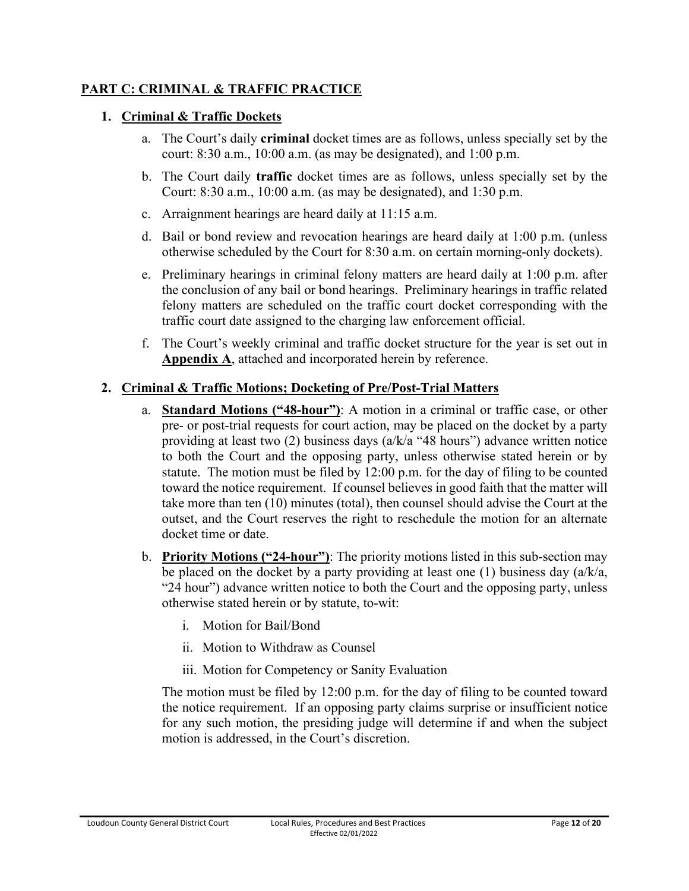## PART C: CRIMINAL & TRAFFIC PRACTICE

### 1. Criminal & Traffic Dockets

a. The Court's daily **criminal** docket times are as follows, unless specially set by the court: 8:30 a.m., 10:00 a.m. (as may be designated), and 1:00 p.m.

b. The Court daily **traffic** docket times are as follows, unless specially set by the Court: 8:30 a.m., 10:00 a.m. (as may be designated), and 1:30 p.m.

c. Arraignment hearings are heard daily at 11:15 a.m.

d. Bail or bond review and revocation hearings are heard daily at 1:00 p.m. (unless otherwise scheduled by the Court for 8:30 a.m. on certain morning-only dockets).

e. Preliminary hearings in criminal felony matters are heard daily at 1:00 p.m. after the conclusion of any bail or bond hearings. Preliminary hearings in traffic related felony matters are scheduled on the traffic court docket corresponding with the traffic court date assigned to the charging law enforcement official.

f. The Court's weekly criminal and traffic docket structure for the year is set out in **Appendix A**, attached and incorporated herein by reference.

### 2. Criminal & Traffic Motions; Docketing of Pre/Post-Trial Matters

a. **Standard Motions ("48-hour")**: A motion in a criminal or traffic case, or other pre- or post-trial requests for court action, may be placed on the docket by a party providing at least two (2) business days (a/k/a "48 hours") advance written notice to both the Court and the opposing party, unless otherwise stated herein or by statute. The motion must be filed by 12:00 p.m. for the day of filing to be counted toward the notice requirement. If counsel believes in good faith that the matter will take more than ten (10) minutes (total), then counsel should advise the Court at the outset, and the Court reserves the right to reschedule the motion for an alternate docket time or date.

b. **Priority Motions ("24-hour")**: The priority motions listed in this sub-section may be placed on the docket by a party providing at least one (1) business day (a/k/a, "24 hour") advance written notice to both the Court and the opposing party, unless otherwise stated herein or by statute, to-wit:

   i. Motion for Bail/Bond

   ii. Motion to Withdraw as Counsel

   iii. Motion for Competency or Sanity Evaluation

   The motion must be filed by 12:00 p.m. for the day of filing to be counted toward the notice requirement. If an opposing party claims surprise or insufficient notice for any such motion, the presiding judge will determine if and when the subject motion is addressed, in the Court's discretion.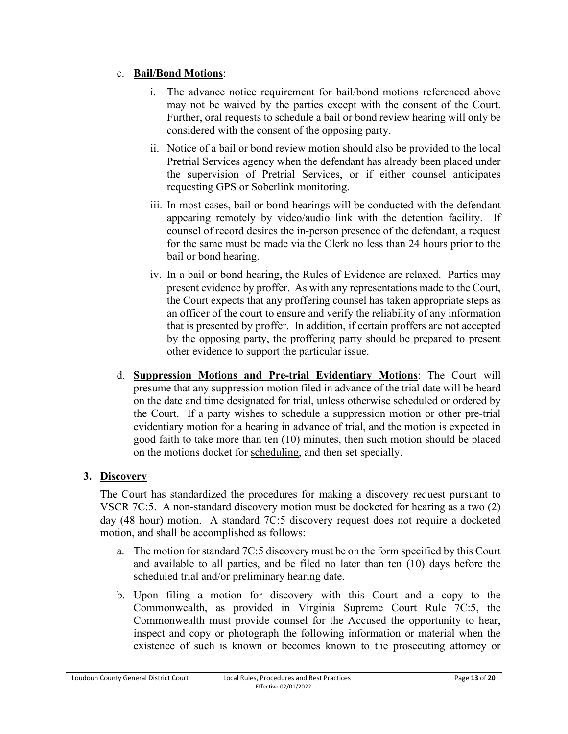c. **Bail/Bond Motions**:

   i. The advance notice requirement for bail/bond motions referenced above may not be waived by the parties except with the consent of the Court. Further, oral requests to schedule a bail or bond review hearing will only be considered with the consent of the opposing party.

   ii. Notice of a bail or bond review motion should also be provided to the local Pretrial Services agency when the defendant has already been placed under the supervision of Pretrial Services, or if either counsel anticipates requesting GPS or Soberlink monitoring.

   iii. In most cases, bail or bond hearings will be conducted with the defendant appearing remotely by video/audio link with the detention facility. If counsel of record desires the in-person presence of the defendant, a request for the same must be made via the Clerk no less than 24 hours prior to the bail or bond hearing.

   iv. In a bail or bond hearing, the Rules of Evidence are relaxed. Parties may present evidence by proffer. As with any representations made to the Court, the Court expects that any proffering counsel has taken appropriate steps as an officer of the court to ensure and verify the reliability of any information that is presented by proffer. In addition, if certain proffers are not accepted by the opposing party, the proffering party should be prepared to present other evidence to support the particular issue.

d. **Suppression Motions and Pre-trial Evidentiary Motions**: The Court will presume that any suppression motion filed in advance of the trial date will be heard on the date and time designated for trial, unless otherwise scheduled or ordered by the Court. If a party wishes to schedule a suppression motion or other pre-trial evidentiary motion for a hearing in advance of trial, and the motion is expected in good faith to take more than ten (10) minutes, then such motion should be placed on the motions docket for scheduling, and then set specially.

## 3. Discovery

The Court has standardized the procedures for making a discovery request pursuant to VSCR 7C:5. A non-standard discovery motion must be docketed for hearing as a two (2) day (48 hour) motion. A standard 7C:5 discovery request does not require a docketed motion, and shall be accomplished as follows:

a. The motion for standard 7C:5 discovery must be on the form specified by this Court and available to all parties, and be filed no later than ten (10) days before the scheduled trial and/or preliminary hearing date.

b. Upon filing a motion for discovery with this Court and a copy to the Commonwealth, as provided in Virginia Supreme Court Rule 7C:5, the Commonwealth must provide counsel for the Accused the opportunity to hear, inspect and copy or photograph the following information or material when the existence of such is known or becomes known to the prosecuting attorney or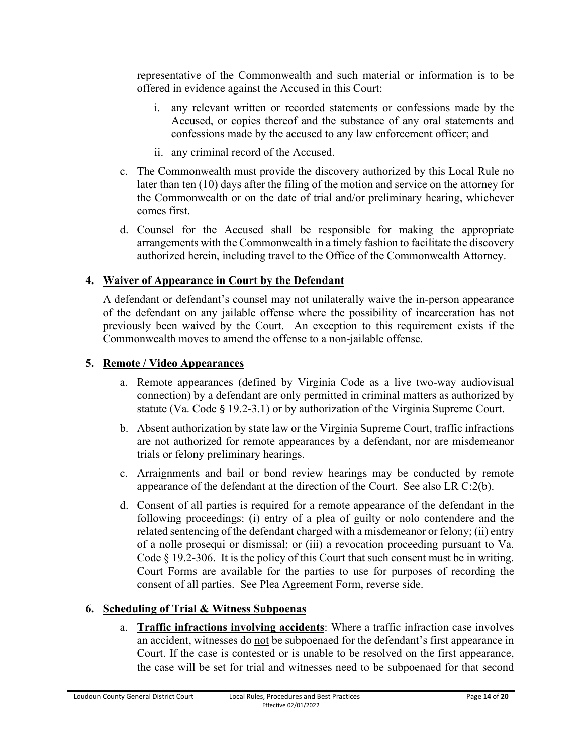representative of the Commonwealth and such material or information is to be offered in evidence against the Accused in this Court:

   i. any relevant written or recorded statements or confessions made by the Accused, or copies thereof and the substance of any oral statements and confessions made by the accused to any law enforcement officer; and

   ii. any criminal record of the Accused.

c. The Commonwealth must provide the discovery authorized by this Local Rule no later than ten (10) days after the filing of the motion and service on the attorney for the Commonwealth or on the date of trial and/or preliminary hearing, whichever comes first.

d. Counsel for the Accused shall be responsible for making the appropriate arrangements with the Commonwealth in a timely fashion to facilitate the discovery authorized herein, including travel to the Office of the Commonwealth Attorney.

### 4. Waiver of Appearance in Court by the Defendant

A defendant or defendant's counsel may not unilaterally waive the in-person appearance of the defendant on any jailable offense where the possibility of incarceration has not previously been waived by the Court. An exception to this requirement exists if the Commonwealth moves to amend the offense to a non-jailable offense.

### 5. Remote / Video Appearances

a. Remote appearances (defined by Virginia Code as a live two-way audiovisual connection) by a defendant are only permitted in criminal matters as authorized by statute (Va. Code § 19.2-3.1) or by authorization of the Virginia Supreme Court.

b. Absent authorization by state law or the Virginia Supreme Court, traffic infractions are not authorized for remote appearances by a defendant, nor are misdemeanor trials or felony preliminary hearings.

c. Arraignments and bail or bond review hearings may be conducted by remote appearance of the defendant at the direction of the Court. See also LR C:2(b).

d. Consent of all parties is required for a remote appearance of the defendant in the following proceedings: (i) entry of a plea of guilty or nolo contendere and the related sentencing of the defendant charged with a misdemeanor or felony; (ii) entry of a nolle prosequi or dismissal; or (iii) a revocation proceeding pursuant to Va. Code § 19.2-306. It is the policy of this Court that such consent must be in writing. Court Forms are available for the parties to use for purposes of recording the consent of all parties. See Plea Agreement Form, reverse side.

### 6. Scheduling of Trial & Witness Subpoenas

a. **Traffic infractions involving accidents**: Where a traffic infraction case involves an accident, witnesses do not be subpoenaed for the defendant's first appearance in Court. If the case is contested or is unable to be resolved on the first appearance, the case will be set for trial and witnesses need to be subpoenaed for that second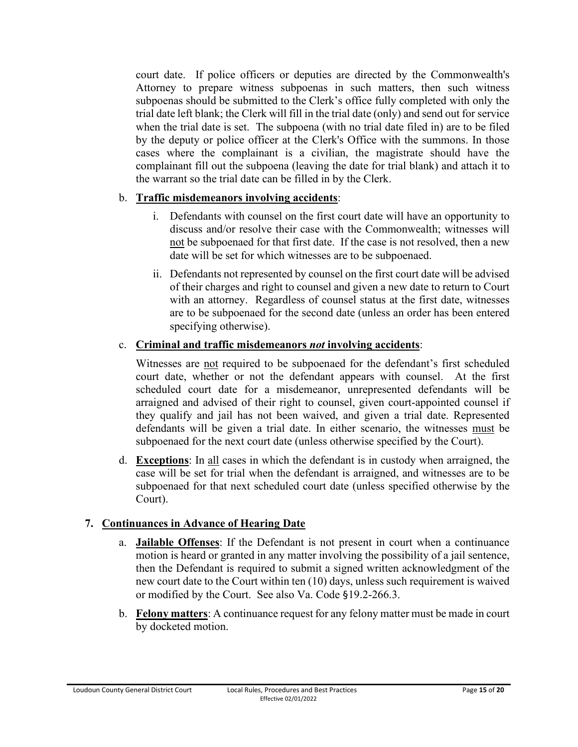court date. If police officers or deputies are directed by the Commonwealth's Attorney to prepare witness subpoenas in such matters, then such witness subpoenas should be submitted to the Clerk's office fully completed with only the trial date left blank; the Clerk will fill in the trial date (only) and send out for service when the trial date is set. The subpoena (with no trial date filed in) are to be filed by the deputy or police officer at the Clerk's Office with the summons. In those cases where the complainant is a civilian, the magistrate should have the complainant fill out the subpoena (leaving the date for trial blank) and attach it to the warrant so the trial date can be filled in by the Clerk.

b. **Traffic misdemeanors involving accidents**:

   i. Defendants with counsel on the first court date will have an opportunity to discuss and/or resolve their case with the Commonwealth; witnesses will not be subpoenaed for that first date. If the case is not resolved, then a new date will be set for which witnesses are to be subpoenaed.

   ii. Defendants not represented by counsel on the first court date will be advised of their charges and right to counsel and given a new date to return to Court with an attorney. Regardless of counsel status at the first date, witnesses are to be subpoenaed for the second date (unless an order has been entered specifying otherwise).

c. **Criminal and traffic misdemeanors *not* involving accidents**:

   Witnesses are not required to be subpoenaed for the defendant's first scheduled court date, whether or not the defendant appears with counsel. At the first scheduled court date for a misdemeanor, unrepresented defendants will be arraigned and advised of their right to counsel, given court-appointed counsel if they qualify and jail has not been waived, and given a trial date. Represented defendants will be given a trial date. In either scenario, the witnesses must be subpoenaed for the next court date (unless otherwise specified by the Court).

d. **Exceptions**: In all cases in which the defendant is in custody when arraigned, the case will be set for trial when the defendant is arraigned, and witnesses are to be subpoenaed for that next scheduled court date (unless specified otherwise by the Court).

## 7. Continuances in Advance of Hearing Date

a. **Jailable Offenses**: If the Defendant is not present in court when a continuance motion is heard or granted in any matter involving the possibility of a jail sentence, then the Defendant is required to submit a signed written acknowledgment of the new court date to the Court within ten (10) days, unless such requirement is waived or modified by the Court. See also Va. Code §19.2-266.3.

b. **Felony matters**: A continuance request for any felony matter must be made in court by docketed motion.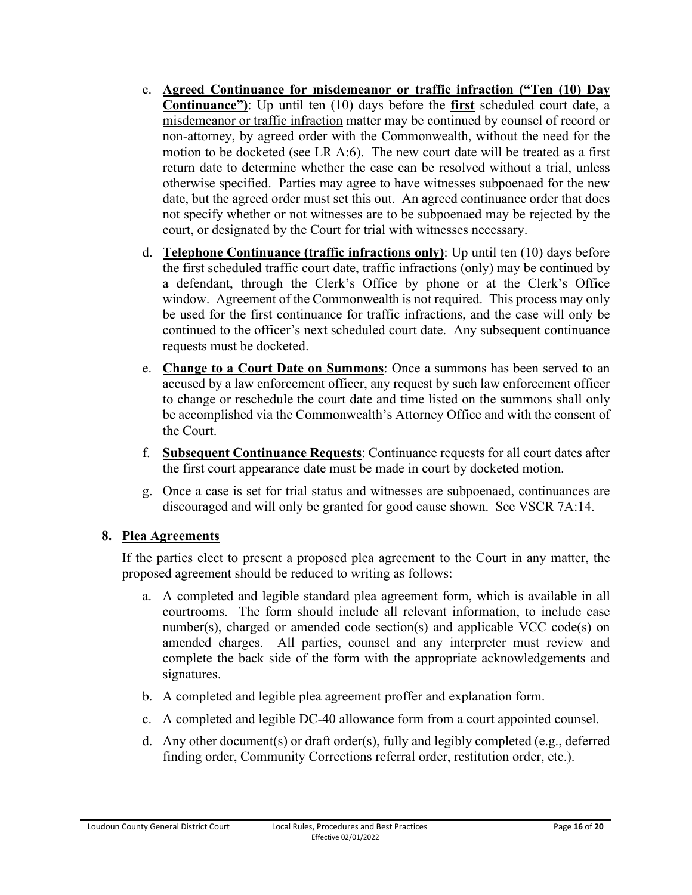c. **Agreed Continuance for misdemeanor or traffic infraction ("Ten (10) Day Continuance")**: Up until ten (10) days before the **first** scheduled court date, a misdemeanor or traffic infraction matter may be continued by counsel of record or non-attorney, by agreed order with the Commonwealth, without the need for the motion to be docketed (see LR A:6). The new court date will be treated as a first return date to determine whether the case can be resolved without a trial, unless otherwise specified. Parties may agree to have witnesses subpoenaed for the new date, but the agreed order must set this out. An agreed continuance order that does not specify whether or not witnesses are to be subpoenaed may be rejected by the court, or designated by the Court for trial with witnesses necessary.

d. **Telephone Continuance (traffic infractions only)**: Up until ten (10) days before the first scheduled traffic court date, traffic infractions (only) may be continued by a defendant, through the Clerk's Office by phone or at the Clerk's Office window. Agreement of the Commonwealth is not required. This process may only be used for the first continuance for traffic infractions, and the case will only be continued to the officer's next scheduled court date. Any subsequent continuance requests must be docketed.

e. **Change to a Court Date on Summons**: Once a summons has been served to an accused by a law enforcement officer, any request by such law enforcement officer to change or reschedule the court date and time listed on the summons shall only be accomplished via the Commonwealth's Attorney Office and with the consent of the Court.

f. **Subsequent Continuance Requests**: Continuance requests for all court dates after the first court appearance date must be made in court by docketed motion.

g. Once a case is set for trial status and witnesses are subpoenaed, continuances are discouraged and will only be granted for good cause shown. See VSCR 7A:14.

## 8. Plea Agreements

If the parties elect to present a proposed plea agreement to the Court in any matter, the proposed agreement should be reduced to writing as follows:

a. A completed and legible standard plea agreement form, which is available in all courtrooms. The form should include all relevant information, to include case number(s), charged or amended code section(s) and applicable VCC code(s) on amended charges. All parties, counsel and any interpreter must review and complete the back side of the form with the appropriate acknowledgements and signatures.

b. A completed and legible plea agreement proffer and explanation form.

c. A completed and legible DC-40 allowance form from a court appointed counsel.

d. Any other document(s) or draft order(s), fully and legibly completed (e.g., deferred finding order, Community Corrections referral order, restitution order, etc.).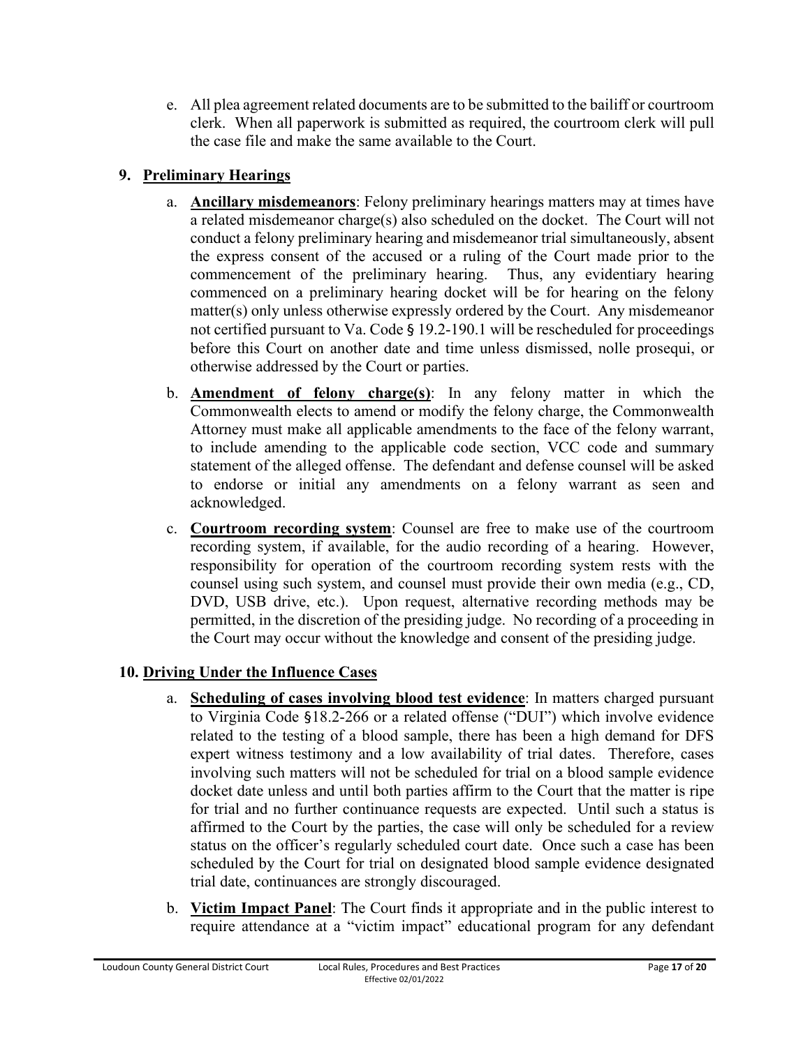e. All plea agreement related documents are to be submitted to the bailiff or courtroom clerk. When all paperwork is submitted as required, the courtroom clerk will pull the case file and make the same available to the Court.

## 9. Preliminary Hearings

a. **Ancillary misdemeanors**: Felony preliminary hearings matters may at times have a related misdemeanor charge(s) also scheduled on the docket. The Court will not conduct a felony preliminary hearing and misdemeanor trial simultaneously, absent the express consent of the accused or a ruling of the Court made prior to the commencement of the preliminary hearing. Thus, any evidentiary hearing commenced on a preliminary hearing docket will be for hearing on the felony matter(s) only unless otherwise expressly ordered by the Court. Any misdemeanor not certified pursuant to Va. Code § 19.2-190.1 will be rescheduled for proceedings before this Court on another date and time unless dismissed, nolle prosequi, or otherwise addressed by the Court or parties.

b. **Amendment of felony charge(s)**: In any felony matter in which the Commonwealth elects to amend or modify the felony charge, the Commonwealth Attorney must make all applicable amendments to the face of the felony warrant, to include amending to the applicable code section, VCC code and summary statement of the alleged offense. The defendant and defense counsel will be asked to endorse or initial any amendments on a felony warrant as seen and acknowledged.

c. **Courtroom recording system**: Counsel are free to make use of the courtroom recording system, if available, for the audio recording of a hearing. However, responsibility for operation of the courtroom recording system rests with the counsel using such system, and counsel must provide their own media (e.g., CD, DVD, USB drive, etc.). Upon request, alternative recording methods may be permitted, in the discretion of the presiding judge. No recording of a proceeding in the Court may occur without the knowledge and consent of the presiding judge.

## 10. Driving Under the Influence Cases

a. **Scheduling of cases involving blood test evidence**: In matters charged pursuant to Virginia Code §18.2-266 or a related offense ("DUI") which involve evidence related to the testing of a blood sample, there has been a high demand for DFS expert witness testimony and a low availability of trial dates. Therefore, cases involving such matters will not be scheduled for trial on a blood sample evidence docket date unless and until both parties affirm to the Court that the matter is ripe for trial and no further continuance requests are expected. Until such a status is affirmed to the Court by the parties, the case will only be scheduled for a review status on the officer's regularly scheduled court date. Once such a case has been scheduled by the Court for trial on designated blood sample evidence designated trial date, continuances are strongly discouraged.

b. **Victim Impact Panel**: The Court finds it appropriate and in the public interest to require attendance at a "victim impact" educational program for any defendant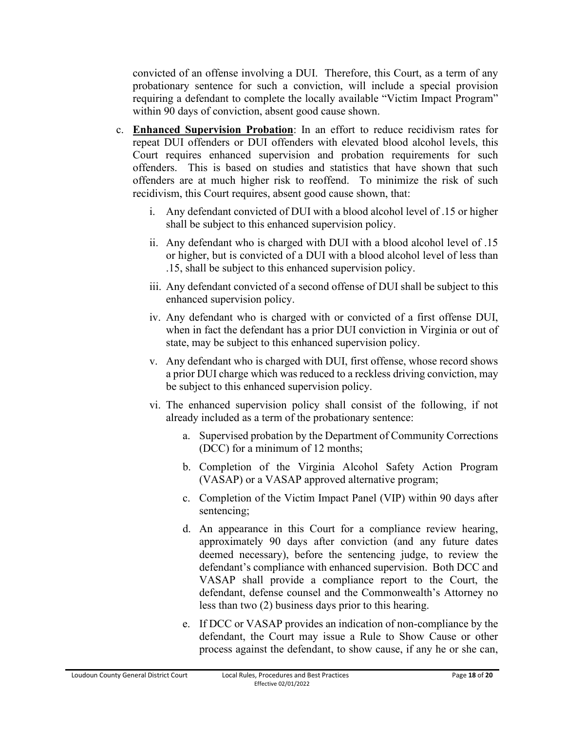convicted of an offense involving a DUI. Therefore, this Court, as a term of any probationary sentence for such a conviction, will include a special provision requiring a defendant to complete the locally available "Victim Impact Program" within 90 days of conviction, absent good cause shown.

c. **Enhanced Supervision Probation**: In an effort to reduce recidivism rates for repeat DUI offenders or DUI offenders with elevated blood alcohol levels, this Court requires enhanced supervision and probation requirements for such offenders. This is based on studies and statistics that have shown that such offenders are at much higher risk to reoffend. To minimize the risk of such recidivism, this Court requires, absent good cause shown, that:

   i. Any defendant convicted of DUI with a blood alcohol level of .15 or higher shall be subject to this enhanced supervision policy.

   ii. Any defendant who is charged with DUI with a blood alcohol level of .15 or higher, but is convicted of a DUI with a blood alcohol level of less than .15, shall be subject to this enhanced supervision policy.

   iii. Any defendant convicted of a second offense of DUI shall be subject to this enhanced supervision policy.

   iv. Any defendant who is charged with or convicted of a first offense DUI, when in fact the defendant has a prior DUI conviction in Virginia or out of state, may be subject to this enhanced supervision policy.

   v. Any defendant who is charged with DUI, first offense, whose record shows a prior DUI charge which was reduced to a reckless driving conviction, may be subject to this enhanced supervision policy.

   vi. The enhanced supervision policy shall consist of the following, if not already included as a term of the probationary sentence:

      a. Supervised probation by the Department of Community Corrections (DCC) for a minimum of 12 months;

      b. Completion of the Virginia Alcohol Safety Action Program (VASAP) or a VASAP approved alternative program;

      c. Completion of the Victim Impact Panel (VIP) within 90 days after sentencing;

      d. An appearance in this Court for a compliance review hearing, approximately 90 days after conviction (and any future dates deemed necessary), before the sentencing judge, to review the defendant's compliance with enhanced supervision. Both DCC and VASAP shall provide a compliance report to the Court, the defendant, defense counsel and the Commonwealth's Attorney no less than two (2) business days prior to this hearing.

      e. If DCC or VASAP provides an indication of non-compliance by the defendant, the Court may issue a Rule to Show Cause or other process against the defendant, to show cause, if any he or she can,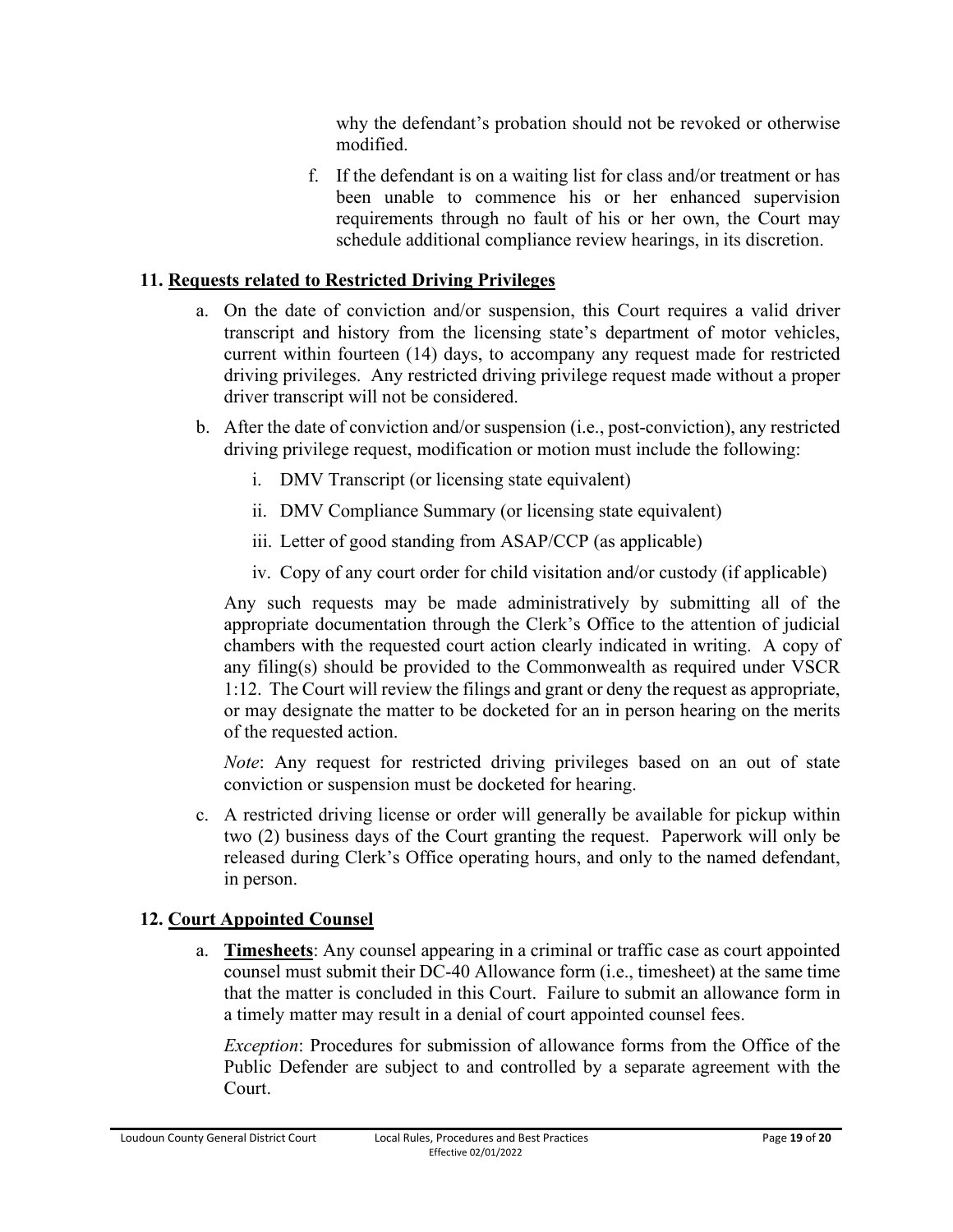why the defendant's probation should not be revoked or otherwise modified.

f. If the defendant is on a waiting list for class and/or treatment or has been unable to commence his or her enhanced supervision requirements through no fault of his or her own, the Court may schedule additional compliance review hearings, in its discretion.

## 11. Requests related to Restricted Driving Privileges

a. On the date of conviction and/or suspension, this Court requires a valid driver transcript and history from the licensing state's department of motor vehicles, current within fourteen (14) days, to accompany any request made for restricted driving privileges. Any restricted driving privilege request made without a proper driver transcript will not be considered.

b. After the date of conviction and/or suspension (i.e., post-conviction), any restricted driving privilege request, modification or motion must include the following:

   i. DMV Transcript (or licensing state equivalent)

   ii. DMV Compliance Summary (or licensing state equivalent)

   iii. Letter of good standing from ASAP/CCP (as applicable)

   iv. Copy of any court order for child visitation and/or custody (if applicable)

   Any such requests may be made administratively by submitting all of the appropriate documentation through the Clerk's Office to the attention of judicial chambers with the requested court action clearly indicated in writing. A copy of any filing(s) should be provided to the Commonwealth as required under VSCR 1:12. The Court will review the filings and grant or deny the request as appropriate, or may designate the matter to be docketed for an in person hearing on the merits of the requested action.

   *Note*: Any request for restricted driving privileges based on an out of state conviction or suspension must be docketed for hearing.

c. A restricted driving license or order will generally be available for pickup within two (2) business days of the Court granting the request. Paperwork will only be released during Clerk's Office operating hours, and only to the named defendant, in person.

## 12. Court Appointed Counsel

a. **Timesheets**: Any counsel appearing in a criminal or traffic case as court appointed counsel must submit their DC-40 Allowance form (i.e., timesheet) at the same time that the matter is concluded in this Court. Failure to submit an allowance form in a timely matter may result in a denial of court appointed counsel fees.

   *Exception*: Procedures for submission of allowance forms from the Office of the Public Defender are subject to and controlled by a separate agreement with the Court.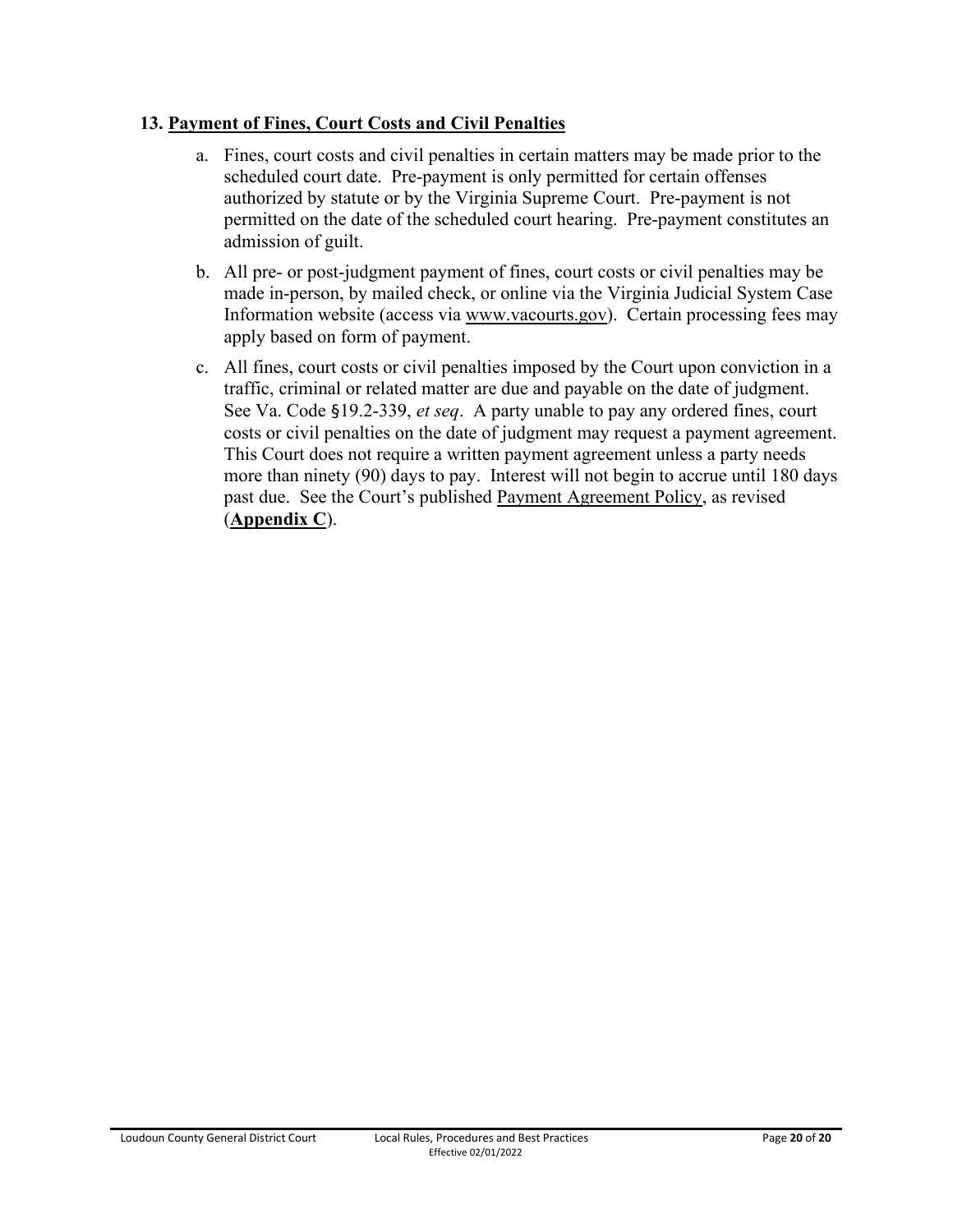### 13. Payment of Fines, Court Costs and Civil Penalties

a. Fines, court costs and civil penalties in certain matters may be made prior to the scheduled court date. Pre-payment is only permitted for certain offenses authorized by statute or by the Virginia Supreme Court. Pre-payment is not permitted on the date of the scheduled court hearing. Pre-payment constitutes an admission of guilt.

b. All pre- or post-judgment payment of fines, court costs or civil penalties may be made in-person, by mailed check, or online via the Virginia Judicial System Case Information website (access via www.vacourts.gov). Certain processing fees may apply based on form of payment.

c. All fines, court costs or civil penalties imposed by the Court upon conviction in a traffic, criminal or related matter are due and payable on the date of judgment. See Va. Code §19.2-339, *et seq*. A party unable to pay any ordered fines, court costs or civil penalties on the date of judgment may request a payment agreement. This Court does not require a written payment agreement unless a party needs more than ninety (90) days to pay. Interest will not begin to accrue until 180 days past due. See the Court's published Payment Agreement Policy, as revised (**Appendix C**).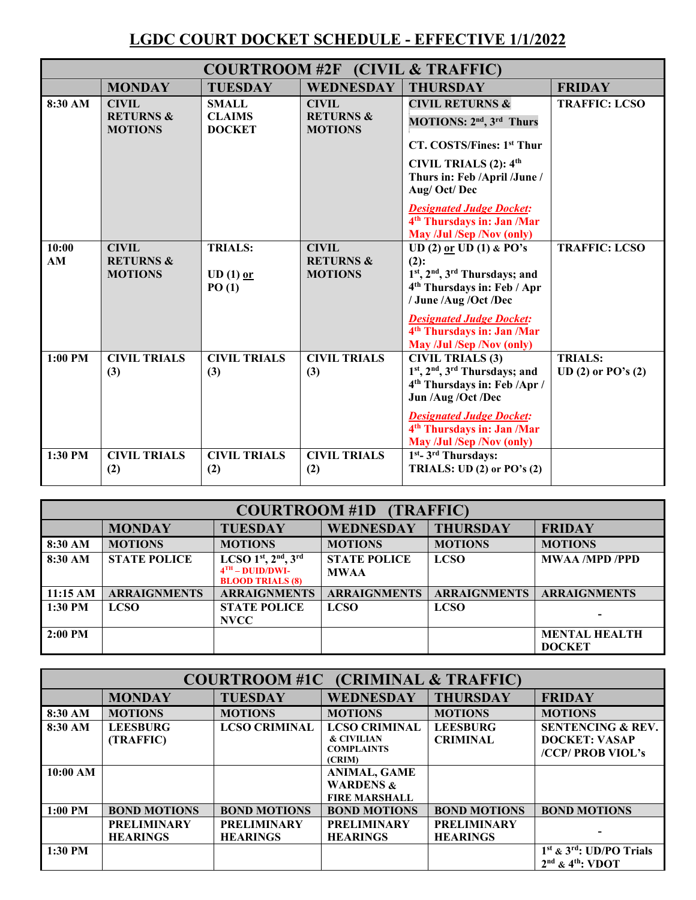# LGDC COURT DOCKET SCHEDULE - EFFECTIVE 1/1/2022

| COURTROOM #2F (CIVIL & TRAFFIC) | | | | | |
|---|---|---|---|---|---|
| | **MONDAY** | **TUESDAY** | **WEDNESDAY** | **THURSDAY** | **FRIDAY** |
| **8:30 AM** | **CIVIL RETURNS & MOTIONS** | **SMALL CLAIMS DOCKET** | **CIVIL RETURNS & MOTIONS** | **CIVIL RETURNS & MOTIONS: 2nd, 3rd Thurs**<br>**CT. COSTS/Fines: 1st Thur**<br>**CIVIL TRIALS (2): 4th Thurs in: Feb /April /June / Aug/ Oct/ Dec**<br>***Designated Judge Docket:*** **4th Thursdays in: Jan /Mar May /Jul /Sep /Nov (only)** | **TRAFFIC: LCSO** |
| **10:00 AM** | **CIVIL RETURNS & MOTIONS** | **TRIALS:**<br>**UD (1) or PO (1)** | **CIVIL RETURNS & MOTIONS** | **UD (2) or UD (1) & PO's (2):**<br>**1st, 2nd, 3rd Thursdays; and 4th Thursdays in: Feb / Apr / June /Aug /Oct /Dec**<br>***Designated Judge Docket:*** **4th Thursdays in: Jan /Mar May /Jul /Sep /Nov (only)** | **TRAFFIC: LCSO** |
| **1:00 PM** | **CIVIL TRIALS (3)** | **CIVIL TRIALS (3)** | **CIVIL TRIALS (3)** | **CIVIL TRIALS (3)**<br>**1st, 2nd, 3rd Thursdays; and 4th Thursdays in: Feb /Apr / Jun /Aug /Oct /Dec**<br>***Designated Judge Docket:*** **4th Thursdays in: Jan /Mar May /Jul /Sep /Nov (only)** | **TRIALS:**<br>**UD (2) or PO's (2)** |
| **1:30 PM** | **CIVIL TRIALS (2)** | **CIVIL TRIALS (2)** | **CIVIL TRIALS (2)** | **1st- 3rd Thursdays:**<br>**TRIALS: UD (2) or PO's (2)** | |

| COURTROOM #1D (TRAFFIC) | | | | | |
|---|---|---|---|---|---|
| | **MONDAY** | **TUESDAY** | **WEDNESDAY** | **THURSDAY** | **FRIDAY** |
| **8:30 AM** | **MOTIONS** | **MOTIONS** | **MOTIONS** | **MOTIONS** | **MOTIONS** |
| **8:30 AM** | **STATE POLICE** | **LCSO 1st, 2nd, 3rd**<br>**4TH – DUID/DWI-BLOOD TRIALS (8)** | **STATE POLICE MWAA** | **LCSO** | **MWAA /MPD /PPD** |
| **11:15 AM** | **ARRAIGNMENTS** | **ARRAIGNMENTS** | **ARRAIGNMENTS** | **ARRAIGNMENTS** | **ARRAIGNMENTS** |
| **1:30 PM** | **LCSO** | **STATE POLICE NVCC** | **LCSO** | **LCSO** | - |
| **2:00 PM** | | | | | **MENTAL HEALTH DOCKET** |

| COURTROOM #1C (CRIMINAL & TRAFFIC) | | | | | |
|---|---|---|---|---|---|
| | **MONDAY** | **TUESDAY** | **WEDNESDAY** | **THURSDAY** | **FRIDAY** |
| **8:30 AM** | **MOTIONS** | **MOTIONS** | **MOTIONS** | **MOTIONS** | **MOTIONS** |
| **8:30 AM** | **LEESBURG (TRAFFIC)** | **LCSO CRIMINAL** | **LCSO CRIMINAL & CIVILIAN COMPLAINTS (CRIM)** | **LEESBURG CRIMINAL** | **SENTENCING & REV. DOCKET: VASAP /CCP/ PROB VIOL's** |
| **10:00 AM** | | | **ANIMAL, GAME WARDENS & FIRE MARSHALL** | | |
| **1:00 PM** | **BOND MOTIONS** | **BOND MOTIONS** | **BOND MOTIONS** | **BOND MOTIONS** | **BOND MOTIONS** |
| | **PRELIMINARY HEARINGS** | **PRELIMINARY HEARINGS** | **PRELIMINARY HEARINGS** | **PRELIMINARY HEARINGS** | - |
| **1:30 PM** | | | | | **1st & 3rd: UD/PO Trials**<br>**2nd & 4th: VDOT** |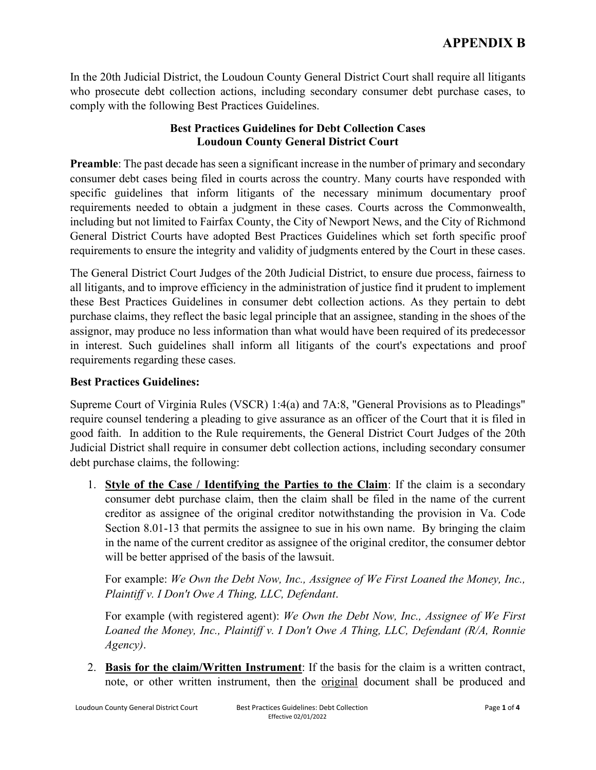# APPENDIX B

In the 20th Judicial District, the Loudoun County General District Court shall require all litigants who prosecute debt collection actions, including secondary consumer debt purchase cases, to comply with the following Best Practices Guidelines.

**Best Practices Guidelines for Debt Collection Cases**
**Loudoun County General District Court**

**Preamble**: The past decade has seen a significant increase in the number of primary and secondary consumer debt cases being filed in courts across the country. Many courts have responded with specific guidelines that inform litigants of the necessary minimum documentary proof requirements needed to obtain a judgment in these cases. Courts across the Commonwealth, including but not limited to Fairfax County, the City of Newport News, and the City of Richmond General District Courts have adopted Best Practices Guidelines which set forth specific proof requirements to ensure the integrity and validity of judgments entered by the Court in these cases.

The General District Court Judges of the 20th Judicial District, to ensure due process, fairness to all litigants, and to improve efficiency in the administration of justice find it prudent to implement these Best Practices Guidelines in consumer debt collection actions. As they pertain to debt purchase claims, they reflect the basic legal principle that an assignee, standing in the shoes of the assignor, may produce no less information than what would have been required of its predecessor in interest. Such guidelines shall inform all litigants of the court's expectations and proof requirements regarding these cases.

**Best Practices Guidelines:**

Supreme Court of Virginia Rules (VSCR) 1:4(a) and 7A:8, "General Provisions as to Pleadings" require counsel tendering a pleading to give assurance as an officer of the Court that it is filed in good faith. In addition to the Rule requirements, the General District Court Judges of the 20th Judicial District shall require in consumer debt collection actions, including secondary consumer debt purchase claims, the following:

1. **Style of the Case / Identifying the Parties to the Claim**: If the claim is a secondary consumer debt purchase claim, then the claim shall be filed in the name of the current creditor as assignee of the original creditor notwithstanding the provision in Va. Code Section 8.01-13 that permits the assignee to sue in his own name. By bringing the claim in the name of the current creditor as assignee of the original creditor, the consumer debtor will be better apprised of the basis of the lawsuit.

   For example: *We Own the Debt Now, Inc., Assignee of We First Loaned the Money, Inc., Plaintiff v. I Don't Owe A Thing, LLC, Defendant*.

   For example (with registered agent): *We Own the Debt Now, Inc., Assignee of We First Loaned the Money, Inc., Plaintiff v. I Don't Owe A Thing, LLC, Defendant (R/A, Ronnie Agency)*.

2. **Basis for the claim/Written Instrument**: If the basis for the claim is a written contract, note, or other written instrument, then the original document shall be produced and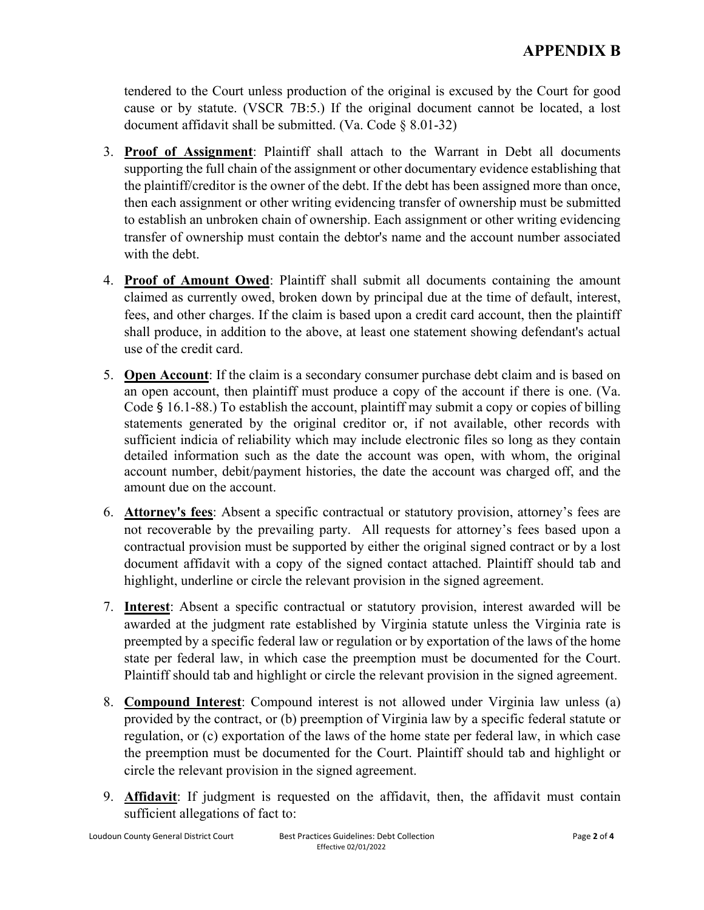tendered to the Court unless production of the original is excused by the Court for good cause or by statute. (VSCR 7B:5.) If the original document cannot be located, a lost document affidavit shall be submitted. (Va. Code § 8.01-32)

3. **Proof of Assignment**: Plaintiff shall attach to the Warrant in Debt all documents supporting the full chain of the assignment or other documentary evidence establishing that the plaintiff/creditor is the owner of the debt. If the debt has been assigned more than once, then each assignment or other writing evidencing transfer of ownership must be submitted to establish an unbroken chain of ownership. Each assignment or other writing evidencing transfer of ownership must contain the debtor's name and the account number associated with the debt.

4. **Proof of Amount Owed**: Plaintiff shall submit all documents containing the amount claimed as currently owed, broken down by principal due at the time of default, interest, fees, and other charges. If the claim is based upon a credit card account, then the plaintiff shall produce, in addition to the above, at least one statement showing defendant's actual use of the credit card.

5. **Open Account**: If the claim is a secondary consumer purchase debt claim and is based on an open account, then plaintiff must produce a copy of the account if there is one. (Va. Code § 16.1-88.) To establish the account, plaintiff may submit a copy or copies of billing statements generated by the original creditor or, if not available, other records with sufficient indicia of reliability which may include electronic files so long as they contain detailed information such as the date the account was open, with whom, the original account number, debit/payment histories, the date the account was charged off, and the amount due on the account.

6. **Attorney's fees**: Absent a specific contractual or statutory provision, attorney's fees are not recoverable by the prevailing party. All requests for attorney's fees based upon a contractual provision must be supported by either the original signed contract or by a lost document affidavit with a copy of the signed contact attached. Plaintiff should tab and highlight, underline or circle the relevant provision in the signed agreement.

7. **Interest**: Absent a specific contractual or statutory provision, interest awarded will be awarded at the judgment rate established by Virginia statute unless the Virginia rate is preempted by a specific federal law or regulation or by exportation of the laws of the home state per federal law, in which case the preemption must be documented for the Court. Plaintiff should tab and highlight or circle the relevant provision in the signed agreement.

8. **Compound Interest**: Compound interest is not allowed under Virginia law unless (a) provided by the contract, or (b) preemption of Virginia law by a specific federal statute or regulation, or (c) exportation of the laws of the home state per federal law, in which case the preemption must be documented for the Court. Plaintiff should tab and highlight or circle the relevant provision in the signed agreement.

9. **Affidavit**: If judgment is requested on the affidavit, then, the affidavit must contain sufficient allegations of fact to: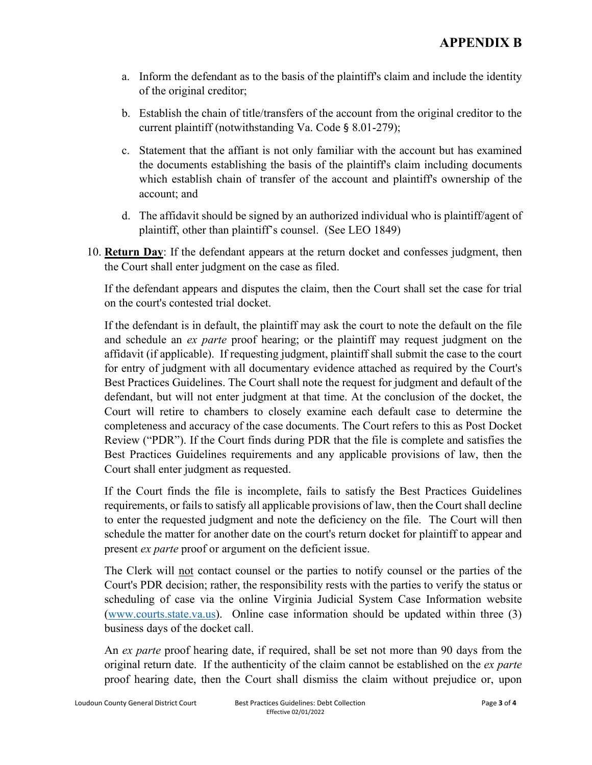# APPENDIX B

a. Inform the defendant as to the basis of the plaintiff's claim and include the identity of the original creditor;

b. Establish the chain of title/transfers of the account from the original creditor to the current plaintiff (notwithstanding Va. Code § 8.01-279);

c. Statement that the affiant is not only familiar with the account but has examined the documents establishing the basis of the plaintiff's claim including documents which establish chain of transfer of the account and plaintiff's ownership of the account; and

d. The affidavit should be signed by an authorized individual who is plaintiff/agent of plaintiff, other than plaintiff's counsel. (See LEO 1849)

10. **Return Day**: If the defendant appears at the return docket and confesses judgment, then the Court shall enter judgment on the case as filed.

    If the defendant appears and disputes the claim, then the Court shall set the case for trial on the court's contested trial docket.

    If the defendant is in default, the plaintiff may ask the court to note the default on the file and schedule an *ex parte* proof hearing; or the plaintiff may request judgment on the affidavit (if applicable). If requesting judgment, plaintiff shall submit the case to the court for entry of judgment with all documentary evidence attached as required by the Court's Best Practices Guidelines. The Court shall note the request for judgment and default of the defendant, but will not enter judgment at that time. At the conclusion of the docket, the Court will retire to chambers to closely examine each default case to determine the completeness and accuracy of the case documents. The Court refers to this as Post Docket Review ("PDR"). If the Court finds during PDR that the file is complete and satisfies the Best Practices Guidelines requirements and any applicable provisions of law, then the Court shall enter judgment as requested.

    If the Court finds the file is incomplete, fails to satisfy the Best Practices Guidelines requirements, or fails to satisfy all applicable provisions of law, then the Court shall decline to enter the requested judgment and note the deficiency on the file. The Court will then schedule the matter for another date on the court's return docket for plaintiff to appear and present *ex parte* proof or argument on the deficient issue.

    The Clerk will not contact counsel or the parties to notify counsel or the parties of the Court's PDR decision; rather, the responsibility rests with the parties to verify the status or scheduling of case via the online Virginia Judicial System Case Information website (www.courts.state.va.us). Online case information should be updated within three (3) business days of the docket call.

    An *ex parte* proof hearing date, if required, shall be set not more than 90 days from the original return date. If the authenticity of the claim cannot be established on the *ex parte* proof hearing date, then the Court shall dismiss the claim without prejudice or, upon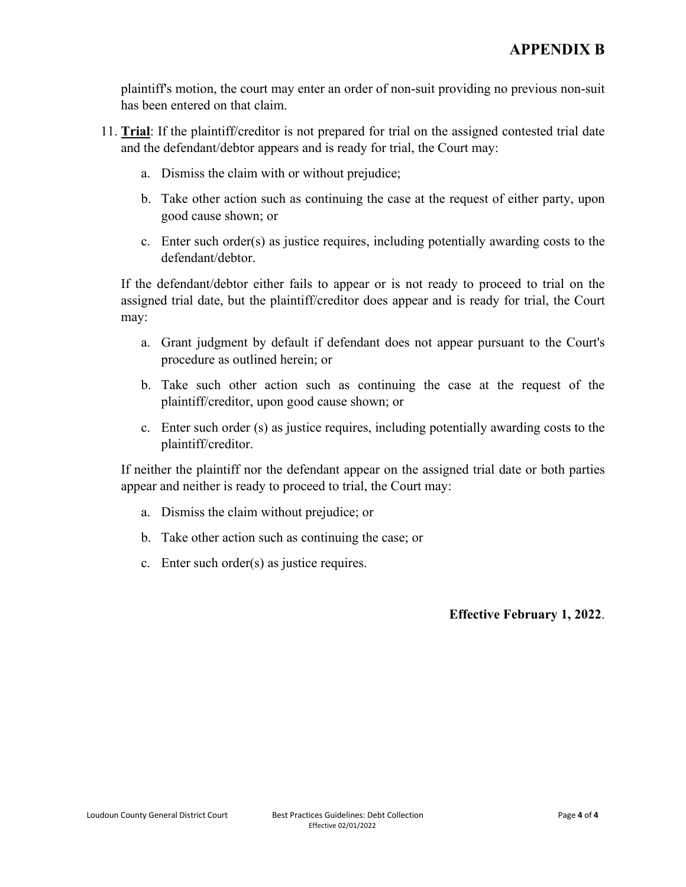# APPENDIX B

plaintiff's motion, the court may enter an order of non-suit providing no previous non-suit has been entered on that claim.

11. **Trial**: If the plaintiff/creditor is not prepared for trial on the assigned contested trial date and the defendant/debtor appears and is ready for trial, the Court may:

    a. Dismiss the claim with or without prejudice;

    b. Take other action such as continuing the case at the request of either party, upon good cause shown; or

    c. Enter such order(s) as justice requires, including potentially awarding costs to the defendant/debtor.

    If the defendant/debtor either fails to appear or is not ready to proceed to trial on the assigned trial date, but the plaintiff/creditor does appear and is ready for trial, the Court may:

    a. Grant judgment by default if defendant does not appear pursuant to the Court's procedure as outlined herein; or

    b. Take such other action such as continuing the case at the request of the plaintiff/creditor, upon good cause shown; or

    c. Enter such order (s) as justice requires, including potentially awarding costs to the plaintiff/creditor.

    If neither the plaintiff nor the defendant appear on the assigned trial date or both parties appear and neither is ready to proceed to trial, the Court may:

    a. Dismiss the claim without prejudice; or

    b. Take other action such as continuing the case; or

    c. Enter such order(s) as justice requires.

**Effective February 1, 2022**.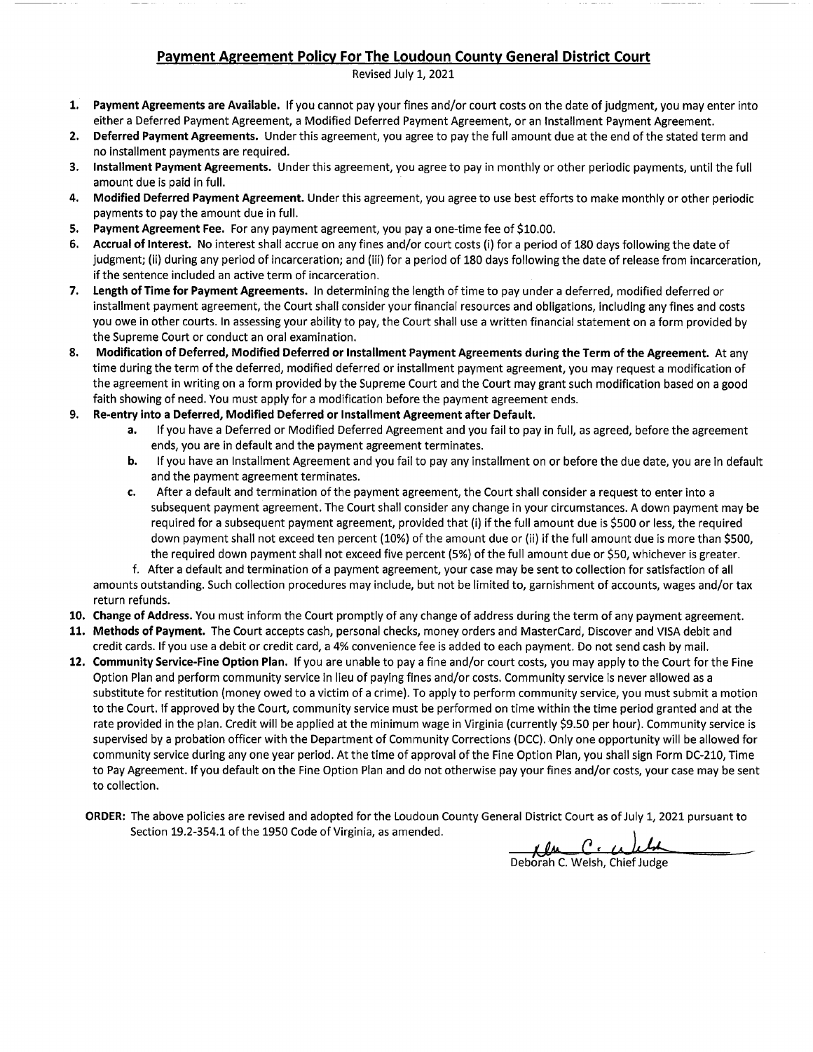## Payment Agreement Policy For The Loudoun County General District Court

Revised July 1, 2021

1. **Payment Agreements are Available.** If you cannot pay your fines and/or court costs on the date of judgment, you may enter into either a Deferred Payment Agreement, a Modified Deferred Payment Agreement, or an Installment Payment Agreement.
2. **Deferred Payment Agreements.** Under this agreement, you agree to pay the full amount due at the end of the stated term and no installment payments are required.
3. **Installment Payment Agreements.** Under this agreement, you agree to pay in monthly or other periodic payments, until the full amount due is paid in full.
4. **Modified Deferred Payment Agreement.** Under this agreement, you agree to use best efforts to make monthly or other periodic payments to pay the amount due in full.
5. **Payment Agreement Fee.** For any payment agreement, you pay a one-time fee of $10.00.
6. **Accrual of Interest.** No interest shall accrue on any fines and/or court costs (i) for a period of 180 days following the date of judgment; (ii) during any period of incarceration; and (iii) for a period of 180 days following the date of release from incarceration, if the sentence included an active term of incarceration.
7. **Length of Time for Payment Agreements.** In determining the length of time to pay under a deferred, modified deferred or installment payment agreement, the Court shall consider your financial resources and obligations, including any fines and costs you owe in other courts. In assessing your ability to pay, the Court shall use a written financial statement on a form provided by the Supreme Court or conduct an oral examination.
8. **Modification of Deferred, Modified Deferred or Installment Payment Agreements during the Term of the Agreement.** At any time during the term of the deferred, modified deferred or installment payment agreement, you may request a modification of the agreement in writing on a form provided by the Supreme Court and the Court may grant such modification based on a good faith showing of need. You must apply for a modification before the payment agreement ends.
9. **Re-entry into a Deferred, Modified Deferred or Installment Agreement after Default.**
   - **a.** If you have a Deferred or Modified Deferred Agreement and you fail to pay in full, as agreed, before the agreement ends, you are in default and the payment agreement terminates.
   - **b.** If you have an Installment Agreement and you fail to pay any installment on or before the due date, you are in default and the payment agreement terminates.
   - **c.** After a default and termination of the payment agreement, the Court shall consider a request to enter into a subsequent payment agreement. The Court shall consider any change in your circumstances. A down payment may be required for a subsequent payment agreement, provided that (i) if the full amount due is $500 or less, the required down payment shall not exceed ten percent (10%) of the amount due or (ii) if the full amount due is more than $500, the required down payment shall not exceed five percent (5%) of the full amount due or $50, whichever is greater.
   - f. After a default and termination of a payment agreement, your case may be sent to collection for satisfaction of all amounts outstanding. Such collection procedures may include, but not be limited to, garnishment of accounts, wages and/or tax return refunds.
10. **Change of Address.** You must inform the Court promptly of any change of address during the term of any payment agreement.
11. **Methods of Payment.** The Court accepts cash, personal checks, money orders and MasterCard, Discover and VISA debit and credit cards. If you use a debit or credit card, a 4% convenience fee is added to each payment. Do not send cash by mail.
12. **Community Service-Fine Option Plan.** If you are unable to pay a fine and/or court costs, you may apply to the Court for the Fine Option Plan and perform community service in lieu of paying fines and/or costs. Community service is never allowed as a substitute for restitution (money owed to a victim of a crime). To apply to perform community service, you must submit a motion to the Court. If approved by the Court, community service must be performed on time within the time period granted and at the rate provided in the plan. Credit will be applied at the minimum wage in Virginia (currently $9.50 per hour). Community service is supervised by a probation officer with the Department of Community Corrections (DCC). Only one opportunity will be allowed for community service during any one year period. At the time of approval of the Fine Option Plan, you shall sign Form DC-210, Time to Pay Agreement. If you default on the Fine Option Plan and do not otherwise pay your fines and/or costs, your case may be sent to collection.

**ORDER:** The above policies are revised and adopted for the Loudoun County General District Court as of July 1, 2021 pursuant to Section 19.2-354.1 of the 1950 Code of Virginia, as amended.

Deborah C. Welsh, Chief Judge